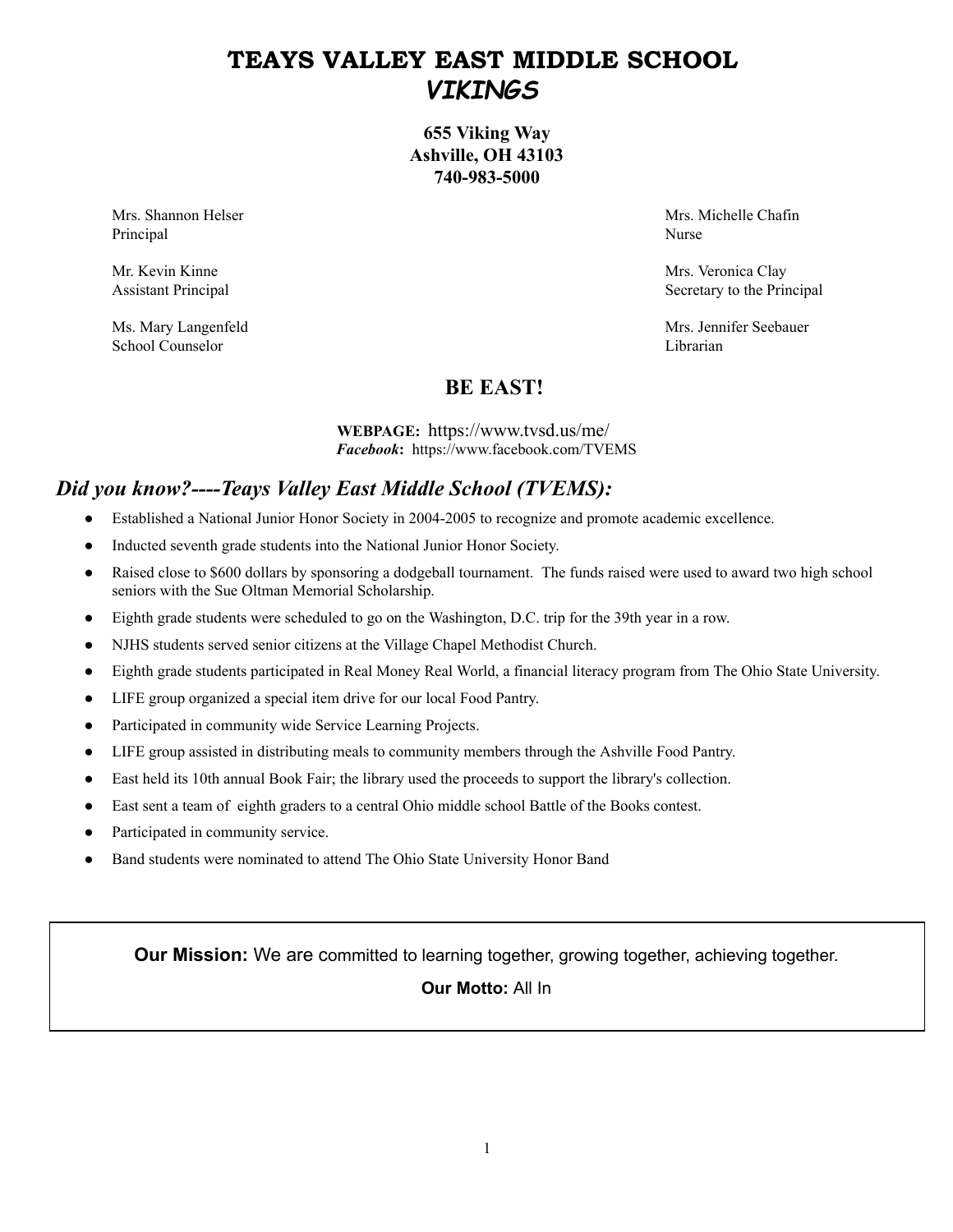# TEAYS VALLEY EAST MIDDLE SCHOOL
## *VIKINGS*

**655 Viking Way**
**Ashville, OH 43103**
**740-983-5000**

Mrs. Shannon Helser
Principal

Mr. Kevin Kinne
Assistant Principal

Ms. Mary Langenfeld
School Counselor

Mrs. Michelle Chafin
Nurse

Mrs. Veronica Clay
Secretary to the Principal

Mrs. Jennifer Seebauer
Librarian

## BE EAST!

**WEBPAGE:** https://www.tvsd.us/me/
***Facebook*:** https://www.facebook.com/TVEMS

## *Did you know?----Teays Valley East Middle School (TVEMS):*

- Established a National Junior Honor Society in 2004-2005 to recognize and promote academic excellence.
- Inducted seventh grade students into the National Junior Honor Society.
- Raised close to $600 dollars by sponsoring a dodgeball tournament. The funds raised were used to award two high school seniors with the Sue Oltman Memorial Scholarship.
- Eighth grade students were scheduled to go on the Washington, D.C. trip for the 39th year in a row.
- NJHS students served senior citizens at the Village Chapel Methodist Church.
- Eighth grade students participated in Real Money Real World, a financial literacy program from The Ohio State University.
- LIFE group organized a special item drive for our local Food Pantry.
- Participated in community wide Service Learning Projects.
- LIFE group assisted in distributing meals to community members through the Ashville Food Pantry.
- East held its 10th annual Book Fair; the library used the proceeds to support the library's collection.
- East sent a team of eighth graders to a central Ohio middle school Battle of the Books contest.
- Participated in community service.
- Band students were nominated to attend The Ohio State University Honor Band

**Our Mission:** We are committed to learning together, growing together, achieving together.

**Our Motto:** All In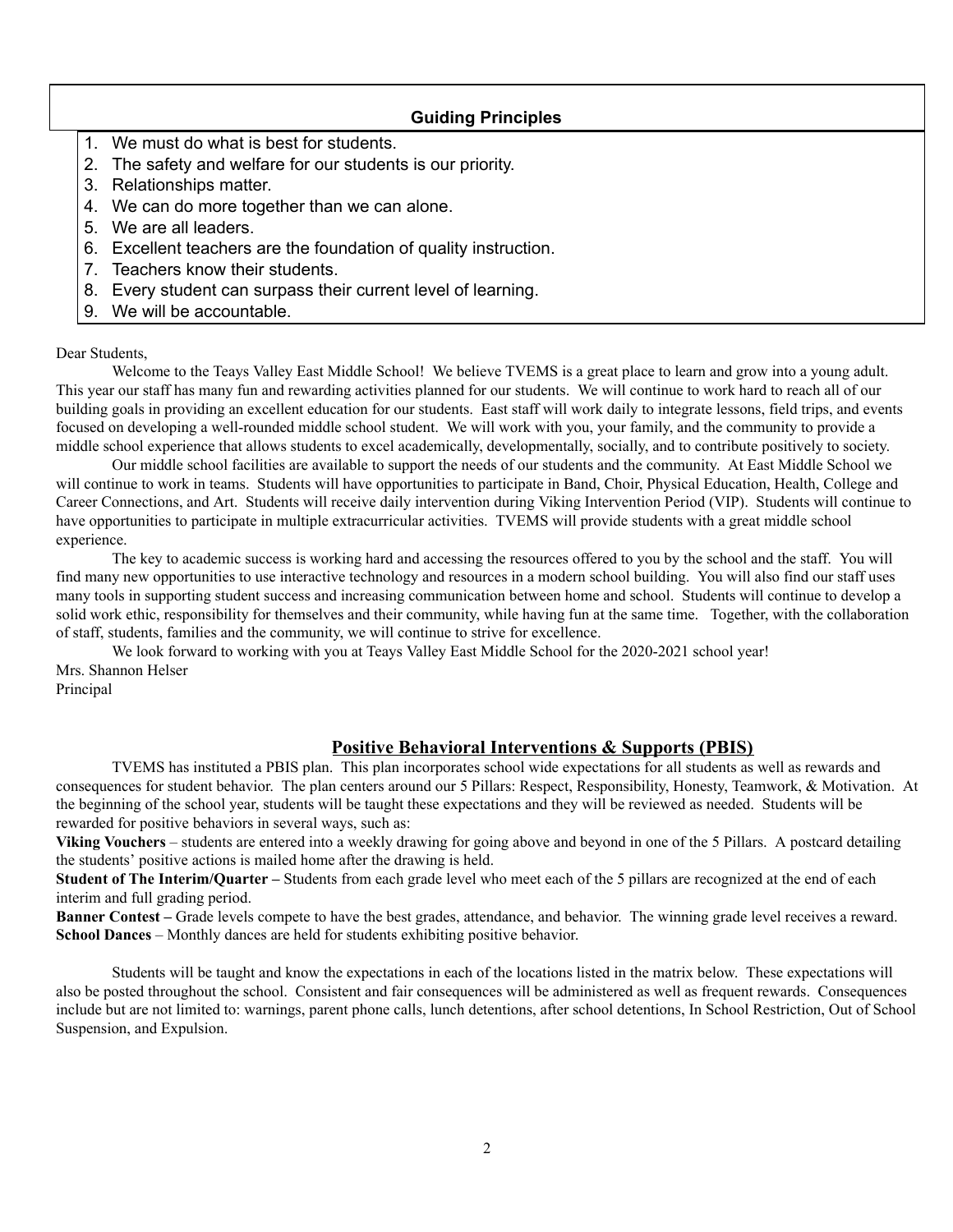## Guiding Principles

1. We must do what is best for students.
2. The safety and welfare for our students is our priority.
3. Relationships matter.
4. We can do more together than we can alone.
5. We are all leaders.
6. Excellent teachers are the foundation of quality instruction.
7. Teachers know their students.
8. Every student can surpass their current level of learning.
9. We will be accountable.

Dear Students,

Welcome to the Teays Valley East Middle School! We believe TVEMS is a great place to learn and grow into a young adult. This year our staff has many fun and rewarding activities planned for our students. We will continue to work hard to reach all of our building goals in providing an excellent education for our students. East staff will work daily to integrate lessons, field trips, and events focused on developing a well-rounded middle school student. We will work with you, your family, and the community to provide a middle school experience that allows students to excel academically, developmentally, socially, and to contribute positively to society.

Our middle school facilities are available to support the needs of our students and the community. At East Middle School we will continue to work in teams. Students will have opportunities to participate in Band, Choir, Physical Education, Health, College and Career Connections, and Art. Students will receive daily intervention during Viking Intervention Period (VIP). Students will continue to have opportunities to participate in multiple extracurricular activities. TVEMS will provide students with a great middle school experience.

The key to academic success is working hard and accessing the resources offered to you by the school and the staff. You will find many new opportunities to use interactive technology and resources in a modern school building. You will also find our staff uses many tools in supporting student success and increasing communication between home and school. Students will continue to develop a solid work ethic, responsibility for themselves and their community, while having fun at the same time. Together, with the collaboration of staff, students, families and the community, we will continue to strive for excellence.

We look forward to working with you at Teays Valley East Middle School for the 2020-2021 school year!

Mrs. Shannon Helser
Principal

## Positive Behavioral Interventions & Supports (PBIS)

TVEMS has instituted a PBIS plan. This plan incorporates school wide expectations for all students as well as rewards and consequences for student behavior. The plan centers around our 5 Pillars: Respect, Responsibility, Honesty, Teamwork, & Motivation. At the beginning of the school year, students will be taught these expectations and they will be reviewed as needed. Students will be rewarded for positive behaviors in several ways, such as:

**Viking Vouchers** – students are entered into a weekly drawing for going above and beyond in one of the 5 Pillars. A postcard detailing the students' positive actions is mailed home after the drawing is held.

**Student of The Interim/Quarter –** Students from each grade level who meet each of the 5 pillars are recognized at the end of each interim and full grading period.

**Banner Contest –** Grade levels compete to have the best grades, attendance, and behavior. The winning grade level receives a reward.

**School Dances** – Monthly dances are held for students exhibiting positive behavior.

Students will be taught and know the expectations in each of the locations listed in the matrix below. These expectations will also be posted throughout the school. Consistent and fair consequences will be administered as well as frequent rewards. Consequences include but are not limited to: warnings, parent phone calls, lunch detentions, after school detentions, In School Restriction, Out of School Suspension, and Expulsion.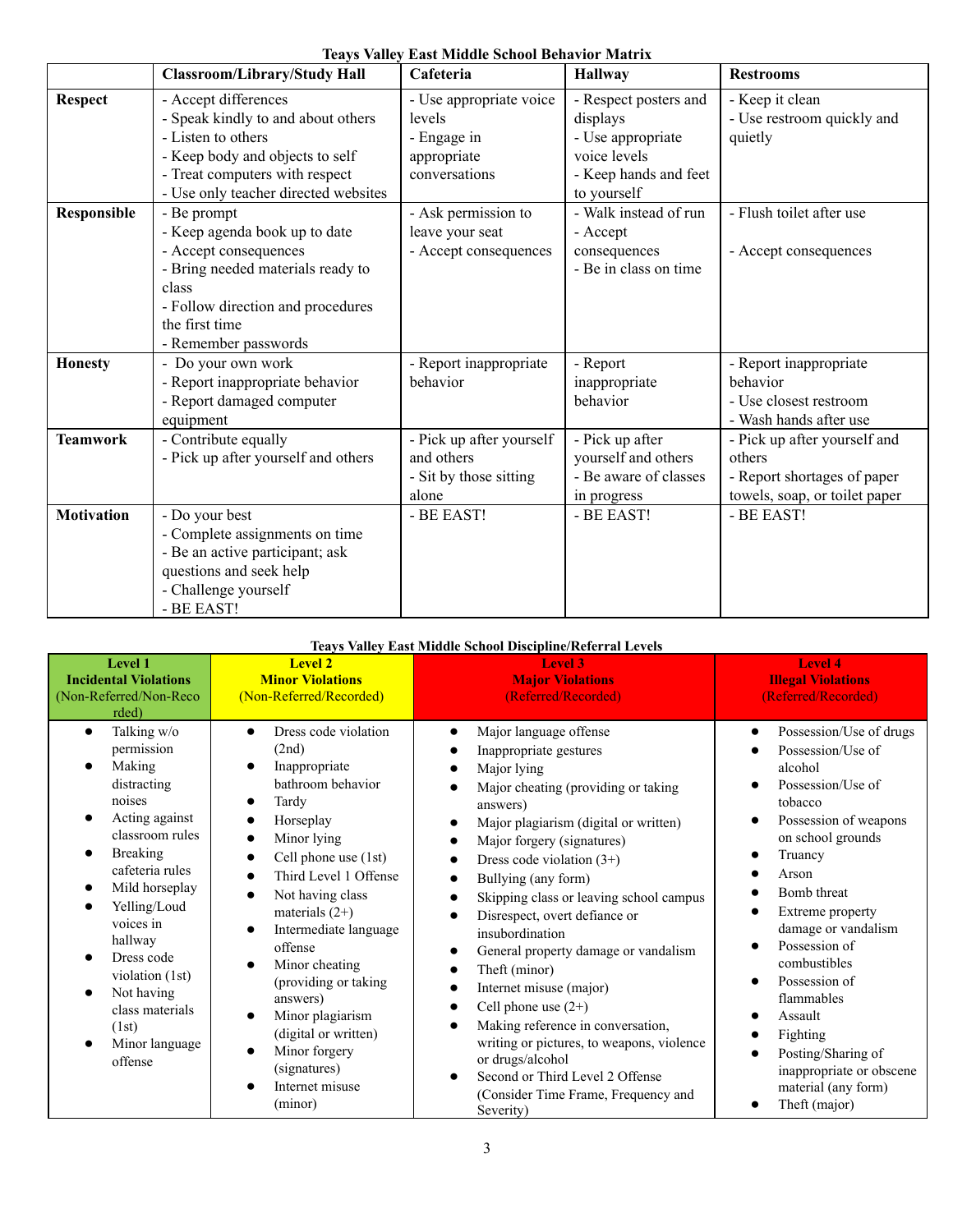**Teays Valley East Middle School Behavior Matrix**

| | Classroom/Library/Study Hall | Cafeteria | Hallway | Restrooms |
|---|---|---|---|---|
| **Respect** | - Accept differences<br>- Speak kindly to and about others<br>- Listen to others<br>- Keep body and objects to self<br>- Treat computers with respect<br>- Use only teacher directed websites | - Use appropriate voice levels<br>- Engage in appropriate conversations | - Respect posters and displays<br>- Use appropriate voice levels<br>- Keep hands and feet to yourself | - Keep it clean<br>- Use restroom quickly and quietly |
| **Responsible** | - Be prompt<br>- Keep agenda book up to date<br>- Accept consequences<br>- Bring needed materials ready to class<br>- Follow direction and procedures the first time<br>- Remember passwords | - Ask permission to leave your seat<br>- Accept consequences | - Walk instead of run<br>- Accept consequences<br>- Be in class on time | - Flush toilet after use<br><br>- Accept consequences |
| **Honesty** | - Do your own work<br>- Report inappropriate behavior<br>- Report damaged computer equipment | - Report inappropriate behavior | - Report inappropriate behavior | - Report inappropriate behavior<br>- Use closest restroom<br>- Wash hands after use |
| **Teamwork** | - Contribute equally<br>- Pick up after yourself and others | - Pick up after yourself and others<br>- Sit by those sitting alone | - Pick up after yourself and others<br>- Be aware of classes in progress | - Pick up after yourself and others<br>- Report shortages of paper towels, soap, or toilet paper |
| **Motivation** | - Do your best<br>- Complete assignments on time<br>- Be an active participant; ask questions and seek help<br>- Challenge yourself<br>- BE EAST! | - BE EAST! | - BE EAST! | - BE EAST! |

**Teays Valley East Middle School Discipline/Referral Levels**

| **Level 1**<br>**Incidental Violations**<br>(Non-Referred/Non-Recorded) | **Level 2**<br>**Minor Violations**<br>(Non-Referred/Recorded) | **Level 3**<br>**Major Violations**<br>(Referred/Recorded) | **Level 4**<br>**Illegal Violations**<br>(Referred/Recorded) |
|---|---|---|---|
| • Talking w/o permission<br>• Making distracting noises<br>• Acting against classroom rules<br>• Breaking cafeteria rules<br>• Mild horseplay<br>• Yelling/Loud voices in hallway<br>• Dress code violation (1st)<br>• Not having class materials (1st)<br>• Minor language offense | • Dress code violation (2nd)<br>• Inappropriate bathroom behavior<br>• Tardy<br>• Horseplay<br>• Minor lying<br>• Cell phone use (1st)<br>• Third Level 1 Offense<br>• Not having class materials (2+)<br>• Intermediate language offense<br>• Minor cheating (providing or taking answers)<br>• Minor plagiarism (digital or written)<br>• Minor forgery (signatures)<br>• Internet misuse (minor) | • Major language offense<br>• Inappropriate gestures<br>• Major lying<br>• Major cheating (providing or taking answers)<br>• Major plagiarism (digital or written)<br>• Major forgery (signatures)<br>• Dress code violation (3+)<br>• Bullying (any form)<br>• Skipping class or leaving school campus<br>• Disrespect, overt defiance or insubordination<br>• General property damage or vandalism<br>• Theft (minor)<br>• Internet misuse (major)<br>• Cell phone use (2+)<br>• Making reference in conversation, writing or pictures, to weapons, violence or drugs/alcohol<br>• Second or Third Level 2 Offense (Consider Time Frame, Frequency and Severity) | • Possession/Use of drugs<br>• Possession/Use of alcohol<br>• Possession/Use of tobacco<br>• Possession of weapons on school grounds<br>• Truancy<br>• Arson<br>• Bomb threat<br>• Extreme property damage or vandalism<br>• Possession of combustibles<br>• Possession of flammables<br>• Assault<br>• Fighting<br>• Posting/Sharing of inappropriate or obscene material (any form)<br>• Theft (major) |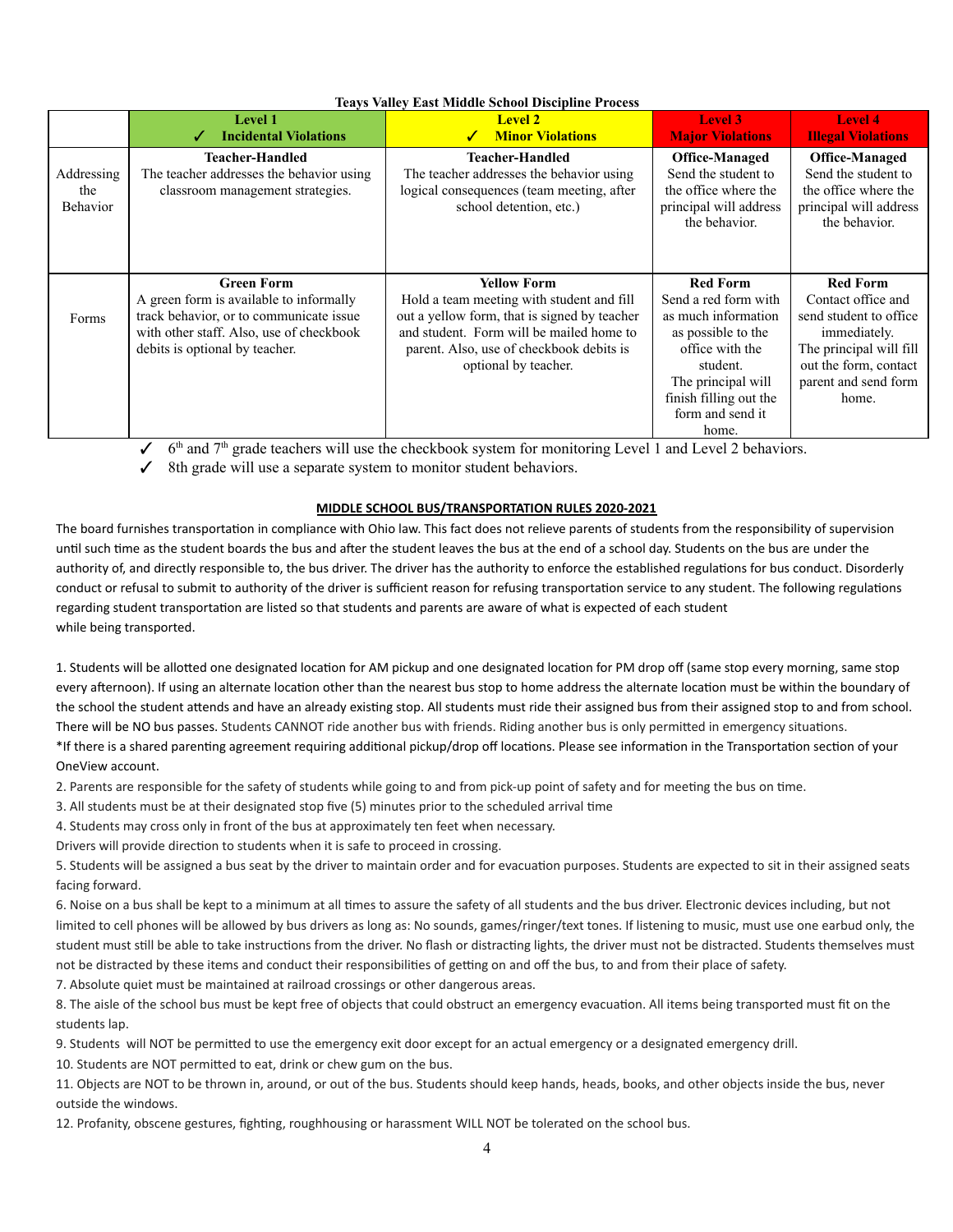**Teays Valley East Middle School Discipline Process**

| | Level 1 ✓ Incidental Violations | Level 2 ✓ Minor Violations | Level 3 Major Violations | Level 4 Illegal Violations |
|---|---|---|---|---|
| Addressing the Behavior | **Teacher-Handled** The teacher addresses the behavior using classroom management strategies. | **Teacher-Handled** The teacher addresses the behavior using logical consequences (team meeting, after school detention, etc.) | **Office-Managed** Send the student to the office where the principal will address the behavior. | **Office-Managed** Send the student to the office where the principal will address the behavior. |
| Forms | **Green Form** A green form is available to informally track behavior, or to communicate issue with other staff. Also, use of checkbook debits is optional by teacher. | **Yellow Form** Hold a team meeting with student and fill out a yellow form, that is signed by teacher and student. Form will be mailed home to parent. Also, use of checkbook debits is optional by teacher. | **Red Form** Send a red form with as much information as possible to the office with the student. The principal will finish filling out the form and send it home. | **Red Form** Contact office and send student to office immediately. The principal will fill out the form, contact parent and send form home. |

- ✓ 6th and 7th grade teachers will use the checkbook system for monitoring Level 1 and Level 2 behaviors.
- ✓ 8th grade will use a separate system to monitor student behaviors.

**MIDDLE SCHOOL BUS/TRANSPORTATION RULES 2020-2021**

The board furnishes transportation in compliance with Ohio law. This fact does not relieve parents of students from the responsibility of supervision until such time as the student boards the bus and after the student leaves the bus at the end of a school day. Students on the bus are under the authority of, and directly responsible to, the bus driver. The driver has the authority to enforce the established regulations for bus conduct. Disorderly conduct or refusal to submit to authority of the driver is sufficient reason for refusing transportation service to any student. The following regulations regarding student transportation are listed so that students and parents are aware of what is expected of each student while being transported.

1. Students will be allotted one designated location for AM pickup and one designated location for PM drop off (same stop every morning, same stop every afternoon). If using an alternate location other than the nearest bus stop to home address the alternate location must be within the boundary of the school the student attends and have an already existing stop. All students must ride their assigned bus from their assigned stop to and from school. There will be NO bus passes. Students CANNOT ride another bus with friends. Riding another bus is only permitted in emergency situations.
*If there is a shared parenting agreement requiring additional pickup/drop off locations. Please see information in the Transportation section of your OneView account.
2. Parents are responsible for the safety of students while going to and from pick-up point of safety and for meeting the bus on time.
3. All students must be at their designated stop five (5) minutes prior to the scheduled arrival time
4. Students may cross only in front of the bus at approximately ten feet when necessary.
Drivers will provide direction to students when it is safe to proceed in crossing.
5. Students will be assigned a bus seat by the driver to maintain order and for evacuation purposes. Students are expected to sit in their assigned seats facing forward.
6. Noise on a bus shall be kept to a minimum at all times to assure the safety of all students and the bus driver. Electronic devices including, but not limited to cell phones will be allowed by bus drivers as long as: No sounds, games/ringer/text tones. If listening to music, must use one earbud only, the student must still be able to take instructions from the driver. No flash or distracting lights, the driver must not be distracted. Students themselves must not be distracted by these items and conduct their responsibilities of getting on and off the bus, to and from their place of safety.
7. Absolute quiet must be maintained at railroad crossings or other dangerous areas.
8. The aisle of the school bus must be kept free of objects that could obstruct an emergency evacuation. All items being transported must fit on the students lap.
9. Students will NOT be permitted to use the emergency exit door except for an actual emergency or a designated emergency drill.
10. Students are NOT permitted to eat, drink or chew gum on the bus.
11. Objects are NOT to be thrown in, around, or out of the bus. Students should keep hands, heads, books, and other objects inside the bus, never outside the windows.
12. Profanity, obscene gestures, fighting, roughhousing or harassment WILL NOT be tolerated on the school bus.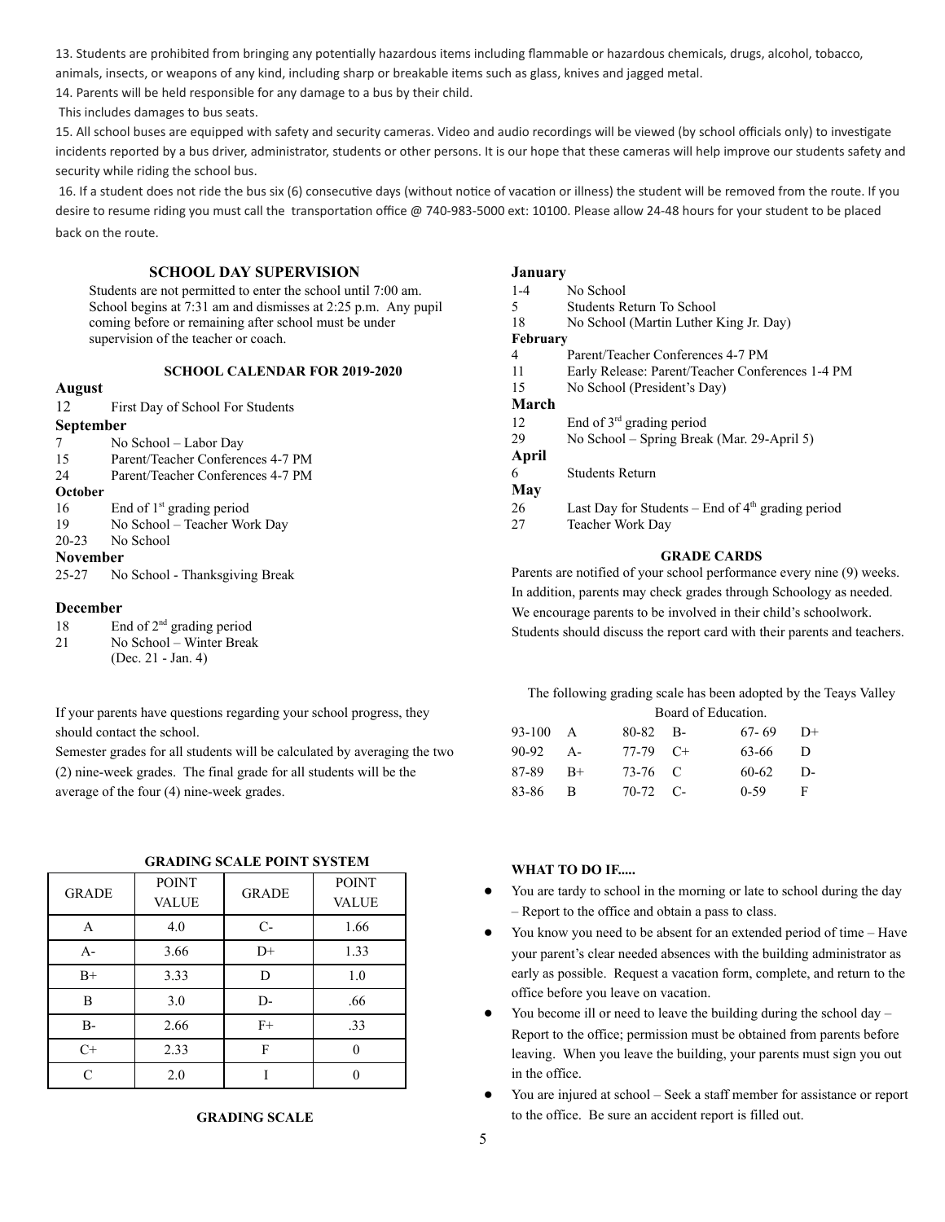13. Students are prohibited from bringing any potentially hazardous items including flammable or hazardous chemicals, drugs, alcohol, tobacco, animals, insects, or weapons of any kind, including sharp or breakable items such as glass, knives and jagged metal.

14. Parents will be held responsible for any damage to a bus by their child. This includes damages to bus seats.

15. All school buses are equipped with safety and security cameras. Video and audio recordings will be viewed (by school officials only) to investigate incidents reported by a bus driver, administrator, students or other persons. It is our hope that these cameras will help improve our students safety and security while riding the school bus.

16. If a student does not ride the bus six (6) consecutive days (without notice of vacation or illness) the student will be removed from the route. If you desire to resume riding you must call the transportation office @ 740-983-5000 ext: 10100. Please allow 24-48 hours for your student to be placed back on the route.

## SCHOOL DAY SUPERVISION

Students are not permitted to enter the school until 7:00 am. School begins at 7:31 am and dismisses at 2:25 p.m. Any pupil coming before or remaining after school must be under supervision of the teacher or coach.

## SCHOOL CALENDAR FOR 2019-2020

**August**

12 First Day of School For Students

**September**

7 No School – Labor Day
15 Parent/Teacher Conferences 4-7 PM
24 Parent/Teacher Conferences 4-7 PM

**October**

16 End of 1st grading period
19 No School – Teacher Work Day
20-23 No School

**November**

25-27 No School - Thanksgiving Break

**December**

18 End of 2nd grading period
21 No School – Winter Break (Dec. 21 - Jan. 4)

**January**

1-4 No School
5 Students Return To School
18 No School (Martin Luther King Jr. Day)

**February**

4 Parent/Teacher Conferences 4-7 PM
11 Early Release: Parent/Teacher Conferences 1-4 PM
15 No School (President's Day)

**March**

12 End of 3rd grading period
29 No School – Spring Break (Mar. 29-April 5)

**April**

6 Students Return

**May**

26 Last Day for Students – End of 4th grading period
27 Teacher Work Day

## GRADE CARDS

Parents are notified of your school performance every nine (9) weeks. In addition, parents may check grades through Schoology as needed. We encourage parents to be involved in their child's schoolwork. Students should discuss the report card with their parents and teachers.

If your parents have questions regarding your school progress, they should contact the school.

Semester grades for all students will be calculated by averaging the two (2) nine-week grades. The final grade for all students will be the average of the four (4) nine-week grades.

## GRADING SCALE

The following grading scale has been adopted by the Teays Valley Board of Education.

| | | | | | |
|---|---|---|---|---|---|
| 93-100 | A | 80-82 | B- | 67- 69 | D+ |
| 90-92 | A- | 77-79 | C+ | 63-66 | D |
| 87-89 | B+ | 73-76 | C | 60-62 | D- |
| 83-86 | B | 70-72 | C- | 0-59 | F |

## GRADING SCALE POINT SYSTEM

| GRADE | POINT VALUE | GRADE | POINT VALUE |
|---|---|---|---|
| A | 4.0 | C- | 1.66 |
| A- | 3.66 | D+ | 1.33 |
| B+ | 3.33 | D | 1.0 |
| B | 3.0 | D- | .66 |
| B- | 2.66 | F+ | .33 |
| C+ | 2.33 | F | 0 |
| C | 2.0 | I | 0 |

## WHAT TO DO IF.....

- You are tardy to school in the morning or late to school during the day – Report to the office and obtain a pass to class.
- You know you need to be absent for an extended period of time – Have your parent's clear needed absences with the building administrator as early as possible. Request a vacation form, complete, and return to the office before you leave on vacation.
- You become ill or need to leave the building during the school day – Report to the office; permission must be obtained from parents before leaving. When you leave the building, your parents must sign you out in the office.
- You are injured at school – Seek a staff member for assistance or report to the office. Be sure an accident report is filled out.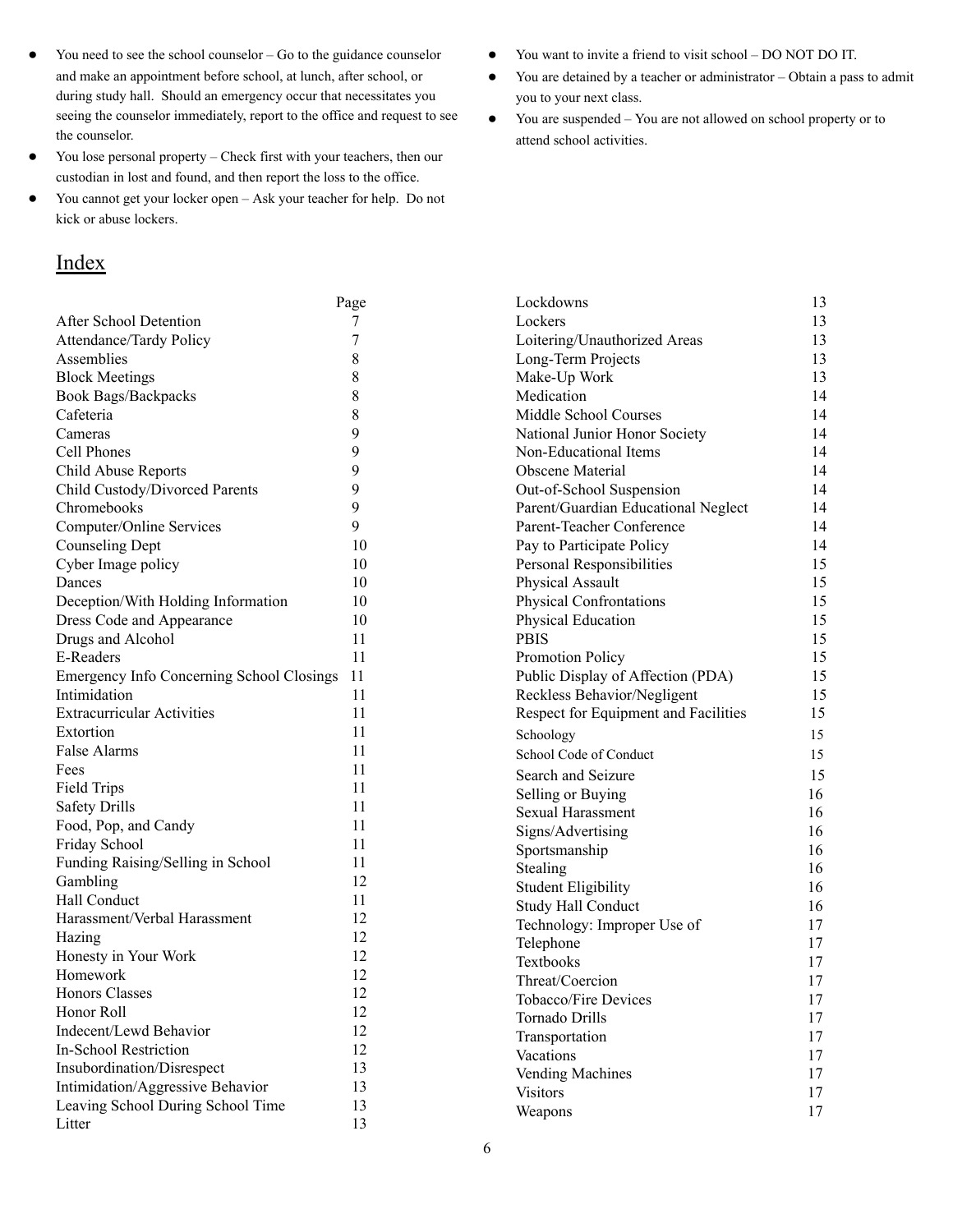- You need to see the school counselor – Go to the guidance counselor and make an appointment before school, at lunch, after school, or during study hall. Should an emergency occur that necessitates you seeing the counselor immediately, report to the office and request to see the counselor.
- You lose personal property – Check first with your teachers, then our custodian in lost and found, and then report the loss to the office.
- You cannot get your locker open – Ask your teacher for help. Do not kick or abuse lockers.
- You want to invite a friend to visit school – DO NOT DO IT.
- You are detained by a teacher or administrator – Obtain a pass to admit you to your next class.
- You are suspended – You are not allowed on school property or to attend school activities.

## Index

| | Page |
|---|---|
| After School Detention | 7 |
| Attendance/Tardy Policy | 7 |
| Assemblies | 8 |
| Block Meetings | 8 |
| Book Bags/Backpacks | 8 |
| Cafeteria | 8 |
| Cameras | 9 |
| Cell Phones | 9 |
| Child Abuse Reports | 9 |
| Child Custody/Divorced Parents | 9 |
| Chromebooks | 9 |
| Computer/Online Services | 9 |
| Counseling Dept | 10 |
| Cyber Image policy | 10 |
| Dances | 10 |
| Deception/With Holding Information | 10 |
| Dress Code and Appearance | 10 |
| Drugs and Alcohol | 11 |
| E-Readers | 11 |
| Emergency Info Concerning School Closings | 11 |
| Intimidation | 11 |
| Extracurricular Activities | 11 |
| Extortion | 11 |
| False Alarms | 11 |
| Fees | 11 |
| Field Trips | 11 |
| Safety Drills | 11 |
| Food, Pop, and Candy | 11 |
| Friday School | 11 |
| Funding Raising/Selling in School | 11 |
| Gambling | 12 |
| Hall Conduct | 11 |
| Harassment/Verbal Harassment | 12 |
| Hazing | 12 |
| Honesty in Your Work | 12 |
| Homework | 12 |
| Honors Classes | 12 |
| Honor Roll | 12 |
| Indecent/Lewd Behavior | 12 |
| In-School Restriction | 12 |
| Insubordination/Disrespect | 13 |
| Intimidation/Aggressive Behavior | 13 |
| Leaving School During School Time | 13 |
| Litter | 13 |
| Lockdowns | 13 |
| Lockers | 13 |
| Loitering/Unauthorized Areas | 13 |
| Long-Term Projects | 13 |
| Make-Up Work | 13 |
| Medication | 14 |
| Middle School Courses | 14 |
| National Junior Honor Society | 14 |
| Non-Educational Items | 14 |
| Obscene Material | 14 |
| Out-of-School Suspension | 14 |
| Parent/Guardian Educational Neglect | 14 |
| Parent-Teacher Conference | 14 |
| Pay to Participate Policy | 14 |
| Personal Responsibilities | 15 |
| Physical Assault | 15 |
| Physical Confrontations | 15 |
| Physical Education | 15 |
| PBIS | 15 |
| Promotion Policy | 15 |
| Public Display of Affection (PDA) | 15 |
| Reckless Behavior/Negligent | 15 |
| Respect for Equipment and Facilities | 15 |
| Schoology | 15 |
| School Code of Conduct | 15 |
| Search and Seizure | 15 |
| Selling or Buying | 16 |
| Sexual Harassment | 16 |
| Signs/Advertising | 16 |
| Sportsmanship | 16 |
| Stealing | 16 |
| Student Eligibility | 16 |
| Study Hall Conduct | 16 |
| Technology: Improper Use of | 17 |
| Telephone | 17 |
| Textbooks | 17 |
| Threat/Coercion | 17 |
| Tobacco/Fire Devices | 17 |
| Tornado Drills | 17 |
| Transportation | 17 |
| Vacations | 17 |
| Vending Machines | 17 |
| Visitors | 17 |
| Weapons | 17 |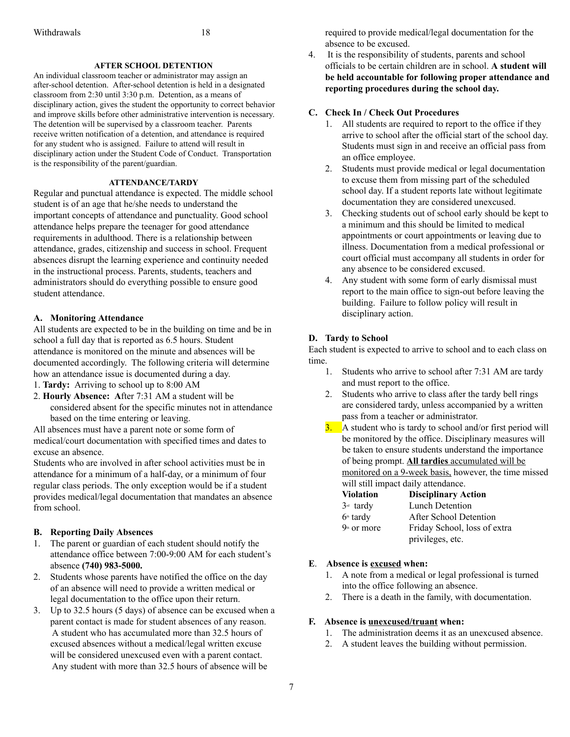Withdrawals 18

## AFTER SCHOOL DETENTION

An individual classroom teacher or administrator may assign an after-school detention. After-school detention is held in a designated classroom from 2:30 until 3:30 p.m. Detention, as a means of disciplinary action, gives the student the opportunity to correct behavior and improve skills before other administrative intervention is necessary. The detention will be supervised by a classroom teacher. Parents receive written notification of a detention, and attendance is required for any student who is assigned. Failure to attend will result in disciplinary action under the Student Code of Conduct. Transportation is the responsibility of the parent/guardian.

## ATTENDANCE/TARDY

Regular and punctual attendance is expected. The middle school student is of an age that he/she needs to understand the important concepts of attendance and punctuality. Good school attendance helps prepare the teenager for good attendance requirements in adulthood. There is a relationship between attendance, grades, citizenship and success in school. Frequent absences disrupt the learning experience and continuity needed in the instructional process. Parents, students, teachers and administrators should do everything possible to ensure good student attendance.

### A. Monitoring Attendance

All students are expected to be in the building on time and be in school a full day that is reported as 6.5 hours. Student attendance is monitored on the minute and absences will be documented accordingly. The following criteria will determine how an attendance issue is documented during a day.

1. **Tardy:** Arriving to school up to 8:00 AM
2. **Hourly Absence: A**fter 7:31 AM a student will be considered absent for the specific minutes not in attendance based on the time entering or leaving.

All absences must have a parent note or some form of medical/court documentation with specified times and dates to excuse an absence.

Students who are involved in after school activities must be in attendance for a minimum of a half-day, or a minimum of four regular class periods. The only exception would be if a student provides medical/legal documentation that mandates an absence from school.

### B. Reporting Daily Absences

1. The parent or guardian of each student should notify the attendance office between 7:00-9:00 AM for each student's absence **(740) 983-5000.**
2. Students whose parents have notified the office on the day of an absence will need to provide a written medical or legal documentation to the office upon their return.
3. Up to 32.5 hours (5 days) of absence can be excused when a parent contact is made for student absences of any reason. A student who has accumulated more than 32.5 hours of excused absences without a medical/legal written excuse will be considered unexcused even with a parent contact. Any student with more than 32.5 hours of absence will be required to provide medical/legal documentation for the absence to be excused.
4. It is the responsibility of students, parents and school officials to be certain children are in school. **A student will be held accountable for following proper attendance and reporting procedures during the school day.**

### C. Check In / Check Out Procedures

1. All students are required to report to the office if they arrive to school after the official start of the school day. Students must sign in and receive an official pass from an office employee.
2. Students must provide medical or legal documentation to excuse them from missing part of the scheduled school day. If a student reports late without legitimate documentation they are considered unexcused.
3. Checking students out of school early should be kept to a minimum and this should be limited to medical appointments or court appointments or leaving due to illness. Documentation from a medical professional or court official must accompany all students in order for any absence to be considered excused.
4. Any student with some form of early dismissal must report to the main office to sign-out before leaving the building. Failure to follow policy will result in disciplinary action.

### D. Tardy to School

Each student is expected to arrive to school and to each class on time.

1. Students who arrive to school after 7:31 AM are tardy and must report to the office.
2. Students who arrive to class after the tardy bell rings are considered tardy, unless accompanied by a written pass from a teacher or administrator.
3. A student who is tardy to school and/or first period will be monitored by the office. Disciplinary measures will be taken to ensure students understand the importance of being prompt. **All tardies** accumulated will be monitored on a 9-week basis, however, the time missed will still impact daily attendance.

| Violation | Disciplinary Action |
|---|---|
| 3rd tardy | Lunch Detention |
| 6th tardy | After School Detention |
| 9th or more | Friday School, loss of extra privileges, etc. |

### E. Absence is excused when:

1. A note from a medical or legal professional is turned into the office following an absence.
2. There is a death in the family, with documentation.

### F. Absence is unexcused/truant when:

1. The administration deems it as an unexcused absence.
2. A student leaves the building without permission.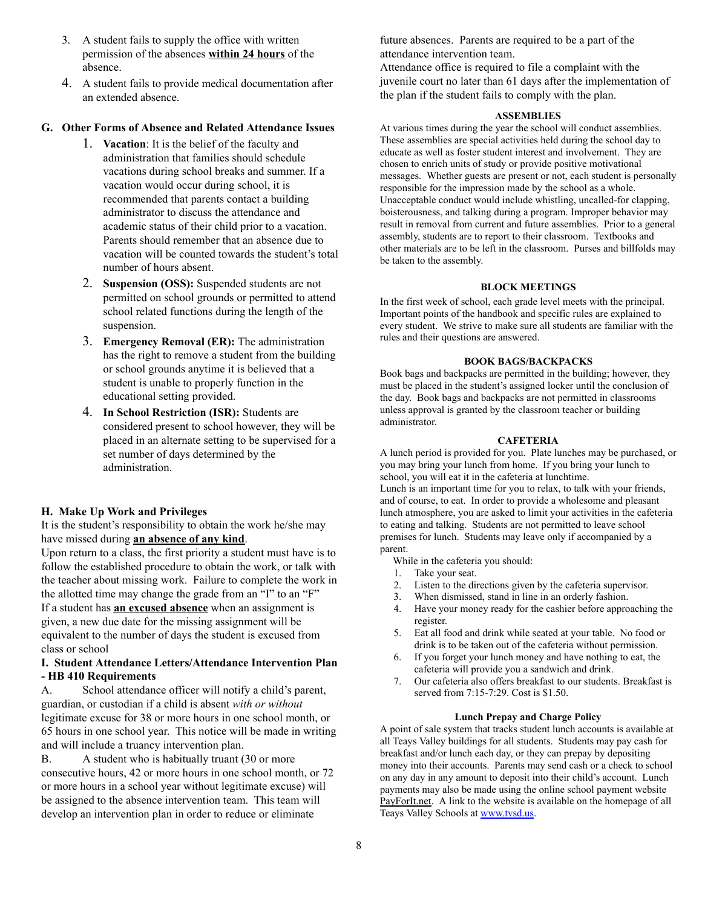3. A student fails to supply the office with written permission of the absences **within 24 hours** of the absence.
4. A student fails to provide medical documentation after an extended absence.

### G. Other Forms of Absence and Related Attendance Issues

1. **Vacation**: It is the belief of the faculty and administration that families should schedule vacations during school breaks and summer. If a vacation would occur during school, it is recommended that parents contact a building administrator to discuss the attendance and academic status of their child prior to a vacation. Parents should remember that an absence due to vacation will be counted towards the student's total number of hours absent.
2. **Suspension (OSS):** Suspended students are not permitted on school grounds or permitted to attend school related functions during the length of the suspension.
3. **Emergency Removal (ER):** The administration has the right to remove a student from the building or school grounds anytime it is believed that a student is unable to properly function in the educational setting provided.
4. **In School Restriction (ISR):** Students are considered present to school however, they will be placed in an alternate setting to be supervised for a set number of days determined by the administration.

### H. Make Up Work and Privileges

It is the student's responsibility to obtain the work he/she may have missed during **an absence of any kind**.

Upon return to a class, the first priority a student must have is to follow the established procedure to obtain the work, or talk with the teacher about missing work. Failure to complete the work in the allotted time may change the grade from an "I" to an "F"

If a student has **an excused absence** when an assignment is given, a new due date for the missing assignment will be equivalent to the number of days the student is excused from class or school

### I. Student Attendance Letters/Attendance Intervention Plan - HB 410 Requirements

A. School attendance officer will notify a child's parent, guardian, or custodian if a child is absent *with or without* legitimate excuse for 38 or more hours in one school month, or 65 hours in one school year. This notice will be made in writing and will include a truancy intervention plan.

B. A student who is habitually truant (30 or more consecutive hours, 42 or more hours in one school month, or 72 or more hours in a school year without legitimate excuse) will be assigned to the absence intervention team. This team will develop an intervention plan in order to reduce or eliminate future absences. Parents are required to be a part of the attendance intervention team.

Attendance office is required to file a complaint with the juvenile court no later than 61 days after the implementation of the plan if the student fails to comply with the plan.

## ASSEMBLIES

At various times during the year the school will conduct assemblies. These assemblies are special activities held during the school day to educate as well as foster student interest and involvement. They are chosen to enrich units of study or provide positive motivational messages. Whether guests are present or not, each student is personally responsible for the impression made by the school as a whole. Unacceptable conduct would include whistling, uncalled-for clapping, boisterousness, and talking during a program. Improper behavior may result in removal from current and future assemblies. Prior to a general assembly, students are to report to their classroom. Textbooks and other materials are to be left in the classroom. Purses and billfolds may be taken to the assembly.

## BLOCK MEETINGS

In the first week of school, each grade level meets with the principal. Important points of the handbook and specific rules are explained to every student. We strive to make sure all students are familiar with the rules and their questions are answered.

## BOOK BAGS/BACKPACKS

Book bags and backpacks are permitted in the building; however, they must be placed in the student's assigned locker until the conclusion of the day. Book bags and backpacks are not permitted in classrooms unless approval is granted by the classroom teacher or building administrator.

## CAFETERIA

A lunch period is provided for you. Plate lunches may be purchased, or you may bring your lunch from home. If you bring your lunch to school, you will eat it in the cafeteria at lunchtime.

Lunch is an important time for you to relax, to talk with your friends, and of course, to eat. In order to provide a wholesome and pleasant lunch atmosphere, you are asked to limit your activities in the cafeteria to eating and talking. Students are not permitted to leave school premises for lunch. Students may leave only if accompanied by a parent.

While in the cafeteria you should:

1. Take your seat.
2. Listen to the directions given by the cafeteria supervisor.
3. When dismissed, stand in line in an orderly fashion.
4. Have your money ready for the cashier before approaching the register.
5. Eat all food and drink while seated at your table. No food or drink is to be taken out of the cafeteria without permission.
6. If you forget your lunch money and have nothing to eat, the cafeteria will provide you a sandwich and drink.
7. Our cafeteria also offers breakfast to our students. Breakfast is served from 7:15-7:29. Cost is $1.50.

### Lunch Prepay and Charge Policy

A point of sale system that tracks student lunch accounts is available at all Teays Valley buildings for all students. Students may pay cash for breakfast and/or lunch each day, or they can prepay by depositing money into their accounts. Parents may send cash or a check to school on any day in any amount to deposit into their child's account. Lunch payments may also be made using the online school payment website PayForIt.net. A link to the website is available on the homepage of all Teays Valley Schools at www.tvsd.us.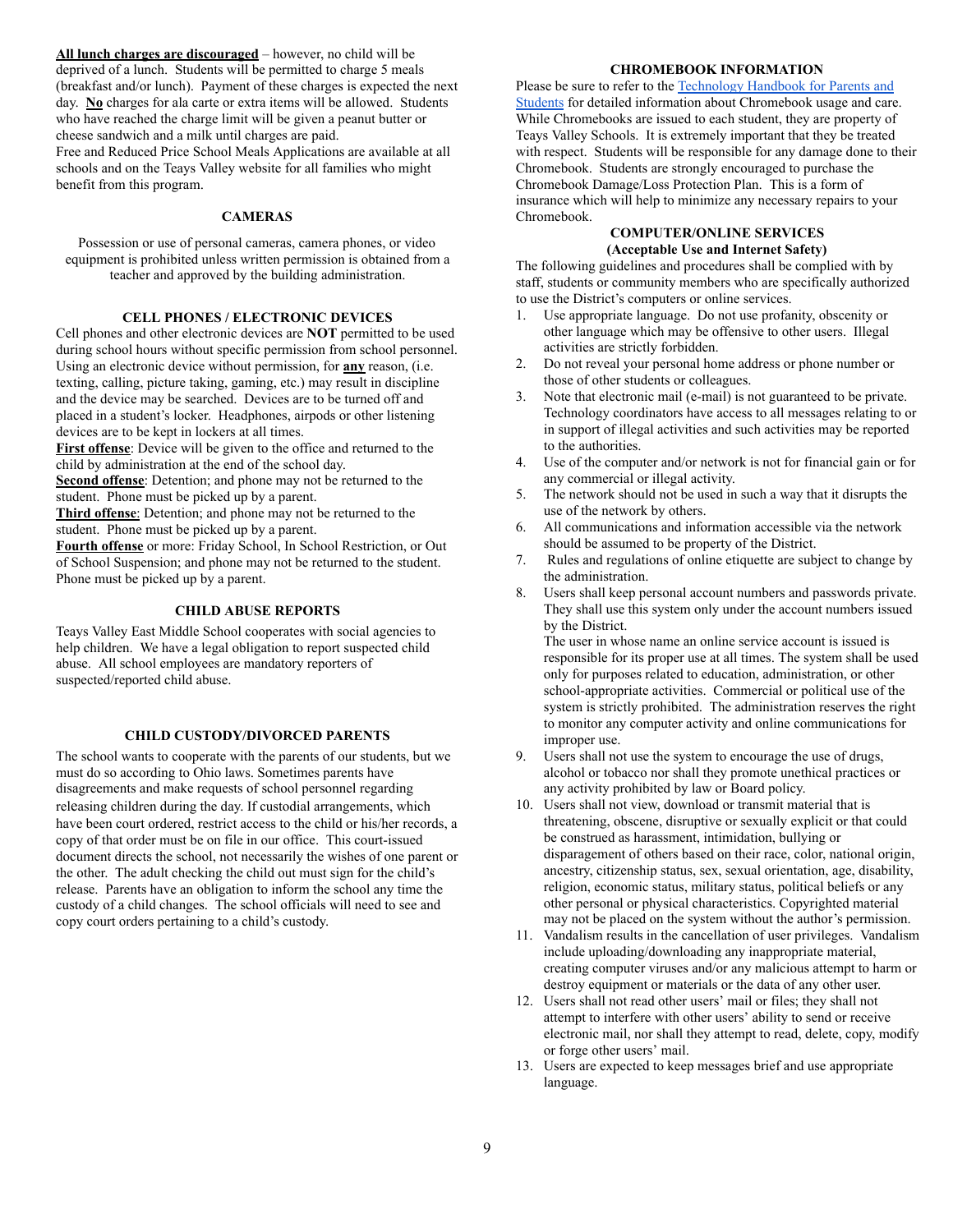**All lunch charges are discouraged** – however, no child will be deprived of a lunch. Students will be permitted to charge 5 meals (breakfast and/or lunch). Payment of these charges is expected the next day. **No** charges for ala carte or extra items will be allowed. Students who have reached the charge limit will be given a peanut butter or cheese sandwich and a milk until charges are paid.
Free and Reduced Price School Meals Applications are available at all schools and on the Teays Valley website for all families who might benefit from this program.

### CAMERAS

Possession or use of personal cameras, camera phones, or video equipment is prohibited unless written permission is obtained from a teacher and approved by the building administration.

### CELL PHONES / ELECTRONIC DEVICES

Cell phones and other electronic devices are **NOT** permitted to be used during school hours without specific permission from school personnel. Using an electronic device without permission, for **any** reason, (i.e. texting, calling, picture taking, gaming, etc.) may result in discipline and the device may be searched. Devices are to be turned off and placed in a student's locker. Headphones, airpods or other listening devices are to be kept in lockers at all times.

**First offense**: Device will be given to the office and returned to the child by administration at the end of the school day.

**Second offense**: Detention; and phone may not be returned to the student. Phone must be picked up by a parent.

**Third offense**: Detention; and phone may not be returned to the student. Phone must be picked up by a parent.

**Fourth offense** or more: Friday School, In School Restriction, or Out of School Suspension; and phone may not be returned to the student. Phone must be picked up by a parent.

### CHILD ABUSE REPORTS

Teays Valley East Middle School cooperates with social agencies to help children. We have a legal obligation to report suspected child abuse. All school employees are mandatory reporters of suspected/reported child abuse.

### CHILD CUSTODY/DIVORCED PARENTS

The school wants to cooperate with the parents of our students, but we must do so according to Ohio laws. Sometimes parents have disagreements and make requests of school personnel regarding releasing children during the day. If custodial arrangements, which have been court ordered, restrict access to the child or his/her records, a copy of that order must be on file in our office. This court-issued document directs the school, not necessarily the wishes of one parent or the other. The adult checking the child out must sign for the child's release. Parents have an obligation to inform the school any time the custody of a child changes. The school officials will need to see and copy court orders pertaining to a child's custody.

### CHROMEBOOK INFORMATION

Please be sure to refer to the Technology Handbook for Parents and Students for detailed information about Chromebook usage and care. While Chromebooks are issued to each student, they are property of Teays Valley Schools. It is extremely important that they be treated with respect. Students will be responsible for any damage done to their Chromebook. Students are strongly encouraged to purchase the Chromebook Damage/Loss Protection Plan. This is a form of insurance which will help to minimize any necessary repairs to your Chromebook.

### COMPUTER/ONLINE SERVICES
### (Acceptable Use and Internet Safety)

The following guidelines and procedures shall be complied with by staff, students or community members who are specifically authorized to use the District's computers or online services.

1. Use appropriate language. Do not use profanity, obscenity or other language which may be offensive to other users. Illegal activities are strictly forbidden.
2. Do not reveal your personal home address or phone number or those of other students or colleagues.
3. Note that electronic mail (e-mail) is not guaranteed to be private. Technology coordinators have access to all messages relating to or in support of illegal activities and such activities may be reported to the authorities.
4. Use of the computer and/or network is not for financial gain or for any commercial or illegal activity.
5. The network should not be used in such a way that it disrupts the use of the network by others.
6. All communications and information accessible via the network should be assumed to be property of the District.
7. Rules and regulations of online etiquette are subject to change by the administration.
8. Users shall keep personal account numbers and passwords private. They shall use this system only under the account numbers issued by the District.
   The user in whose name an online service account is issued is responsible for its proper use at all times. The system shall be used only for purposes related to education, administration, or other school-appropriate activities. Commercial or political use of the system is strictly prohibited. The administration reserves the right to monitor any computer activity and online communications for improper use.
9. Users shall not use the system to encourage the use of drugs, alcohol or tobacco nor shall they promote unethical practices or any activity prohibited by law or Board policy.
10. Users shall not view, download or transmit material that is threatening, obscene, disruptive or sexually explicit or that could be construed as harassment, intimidation, bullying or disparagement of others based on their race, color, national origin, ancestry, citizenship status, sex, sexual orientation, age, disability, religion, economic status, military status, political beliefs or any other personal or physical characteristics. Copyrighted material may not be placed on the system without the author's permission.
11. Vandalism results in the cancellation of user privileges. Vandalism include uploading/downloading any inappropriate material, creating computer viruses and/or any malicious attempt to harm or destroy equipment or materials or the data of any other user.
12. Users shall not read other users' mail or files; they shall not attempt to interfere with other users' ability to send or receive electronic mail, nor shall they attempt to read, delete, copy, modify or forge other users' mail.
13. Users are expected to keep messages brief and use appropriate language.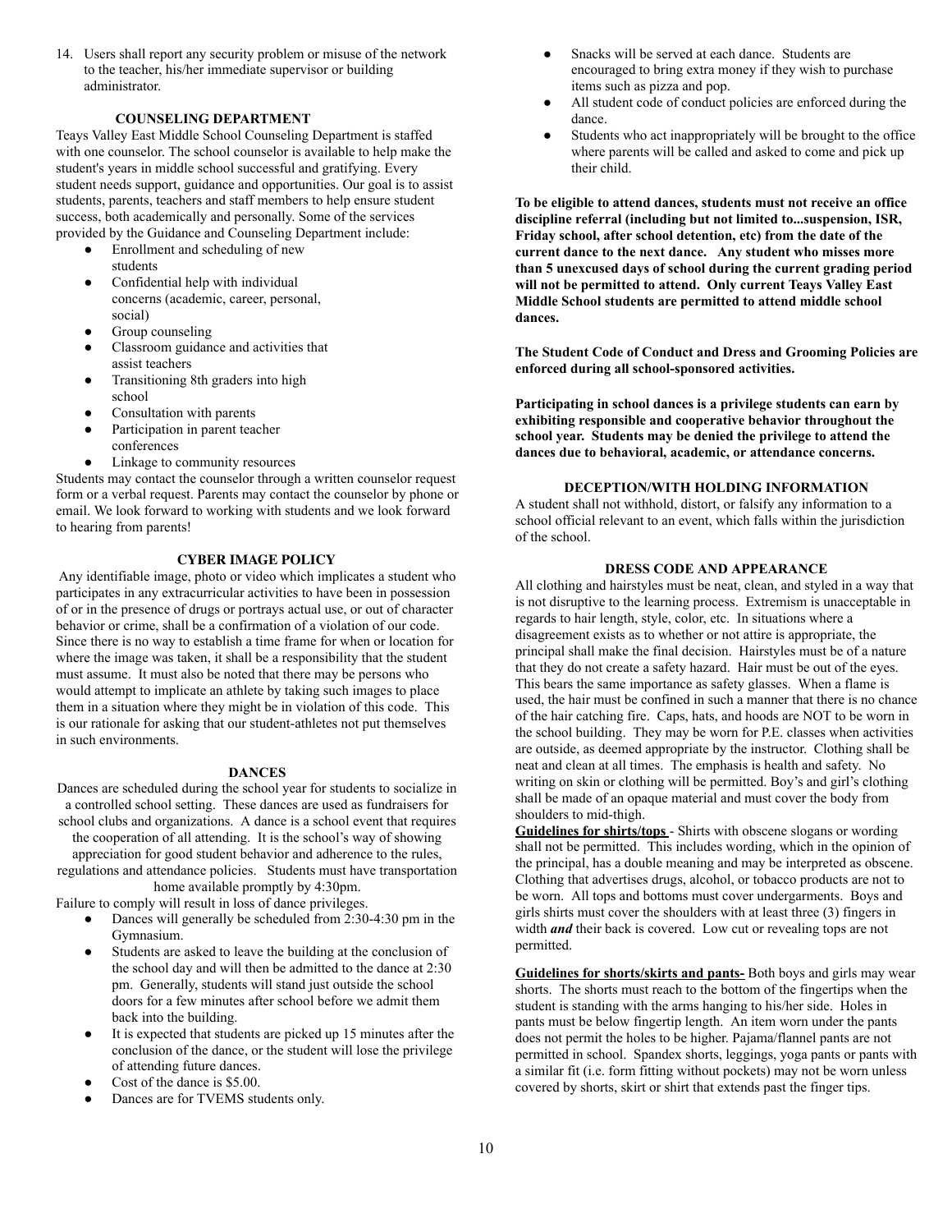14. Users shall report any security problem or misuse of the network to the teacher, his/her immediate supervisor or building administrator.

## COUNSELING DEPARTMENT

Teays Valley East Middle School Counseling Department is staffed with one counselor. The school counselor is available to help make the student's years in middle school successful and gratifying. Every student needs support, guidance and opportunities. Our goal is to assist students, parents, teachers and staff members to help ensure student success, both academically and personally. Some of the services provided by the Guidance and Counseling Department include:

- Enrollment and scheduling of new students
- Confidential help with individual concerns (academic, career, personal, social)
- Group counseling
- Classroom guidance and activities that assist teachers
- Transitioning 8th graders into high school
- Consultation with parents
- Participation in parent teacher conferences
- Linkage to community resources

Students may contact the counselor through a written counselor request form or a verbal request. Parents may contact the counselor by phone or email. We look forward to working with students and we look forward to hearing from parents!

## CYBER IMAGE POLICY

Any identifiable image, photo or video which implicates a student who participates in any extracurricular activities to have been in possession of or in the presence of drugs or portrays actual use, or out of character behavior or crime, shall be a confirmation of a violation of our code. Since there is no way to establish a time frame for when or location for where the image was taken, it shall be a responsibility that the student must assume. It must also be noted that there may be persons who would attempt to implicate an athlete by taking such images to place them in a situation where they might be in violation of this code. This is our rationale for asking that our student-athletes not put themselves in such environments.

## DANCES

Dances are scheduled during the school year for students to socialize in a controlled school setting. These dances are used as fundraisers for school clubs and organizations. A dance is a school event that requires the cooperation of all attending. It is the school's way of showing appreciation for good student behavior and adherence to the rules, regulations and attendance policies. Students must have transportation home available promptly by 4:30pm.

Failure to comply will result in loss of dance privileges.

- Dances will generally be scheduled from 2:30-4:30 pm in the Gymnasium.
- Students are asked to leave the building at the conclusion of the school day and will then be admitted to the dance at 2:30 pm. Generally, students will stand just outside the school doors for a few minutes after school before we admit them back into the building.
- It is expected that students are picked up 15 minutes after the conclusion of the dance, or the student will lose the privilege of attending future dances.
- Cost of the dance is $5.00.
- Dances are for TVEMS students only.
- Snacks will be served at each dance. Students are encouraged to bring extra money if they wish to purchase items such as pizza and pop.
- All student code of conduct policies are enforced during the dance.
- Students who act inappropriately will be brought to the office where parents will be called and asked to come and pick up their child.

**To be eligible to attend dances, students must not receive an office discipline referral (including but not limited to...suspension, ISR, Friday school, after school detention, etc) from the date of the current dance to the next dance. Any student who misses more than 5 unexcused days of school during the current grading period will not be permitted to attend. Only current Teays Valley East Middle School students are permitted to attend middle school dances.**

**The Student Code of Conduct and Dress and Grooming Policies are enforced during all school-sponsored activities.**

**Participating in school dances is a privilege students can earn by exhibiting responsible and cooperative behavior throughout the school year. Students may be denied the privilege to attend the dances due to behavioral, academic, or attendance concerns.**

## DECEPTION/WITH HOLDING INFORMATION

A student shall not withhold, distort, or falsify any information to a school official relevant to an event, which falls within the jurisdiction of the school.

## DRESS CODE AND APPEARANCE

All clothing and hairstyles must be neat, clean, and styled in a way that is not disruptive to the learning process. Extremism is unacceptable in regards to hair length, style, color, etc. In situations where a disagreement exists as to whether or not attire is appropriate, the principal shall make the final decision. Hairstyles must be of a nature that they do not create a safety hazard. Hair must be out of the eyes. This bears the same importance as safety glasses. When a flame is used, the hair must be confined in such a manner that there is no chance of the hair catching fire. Caps, hats, and hoods are NOT to be worn in the school building. They may be worn for P.E. classes when activities are outside, as deemed appropriate by the instructor. Clothing shall be neat and clean at all times. The emphasis is health and safety. No writing on skin or clothing will be permitted. Boy's and girl's clothing shall be made of an opaque material and must cover the body from shoulders to mid-thigh.

**Guidelines for shirts/tops** - Shirts with obscene slogans or wording shall not be permitted. This includes wording, which in the opinion of the principal, has a double meaning and may be interpreted as obscene. Clothing that advertises drugs, alcohol, or tobacco products are not to be worn. All tops and bottoms must cover undergarments. Boys and girls shirts must cover the shoulders with at least three (3) fingers in width ***and*** their back is covered. Low cut or revealing tops are not permitted.

**Guidelines for shorts/skirts and pants-** Both boys and girls may wear shorts. The shorts must reach to the bottom of the fingertips when the student is standing with the arms hanging to his/her side. Holes in pants must be below fingertip length. An item worn under the pants does not permit the holes to be higher. Pajama/flannel pants are not permitted in school. Spandex shorts, leggings, yoga pants or pants with a similar fit (i.e. form fitting without pockets) may not be worn unless covered by shorts, skirt or shirt that extends past the finger tips.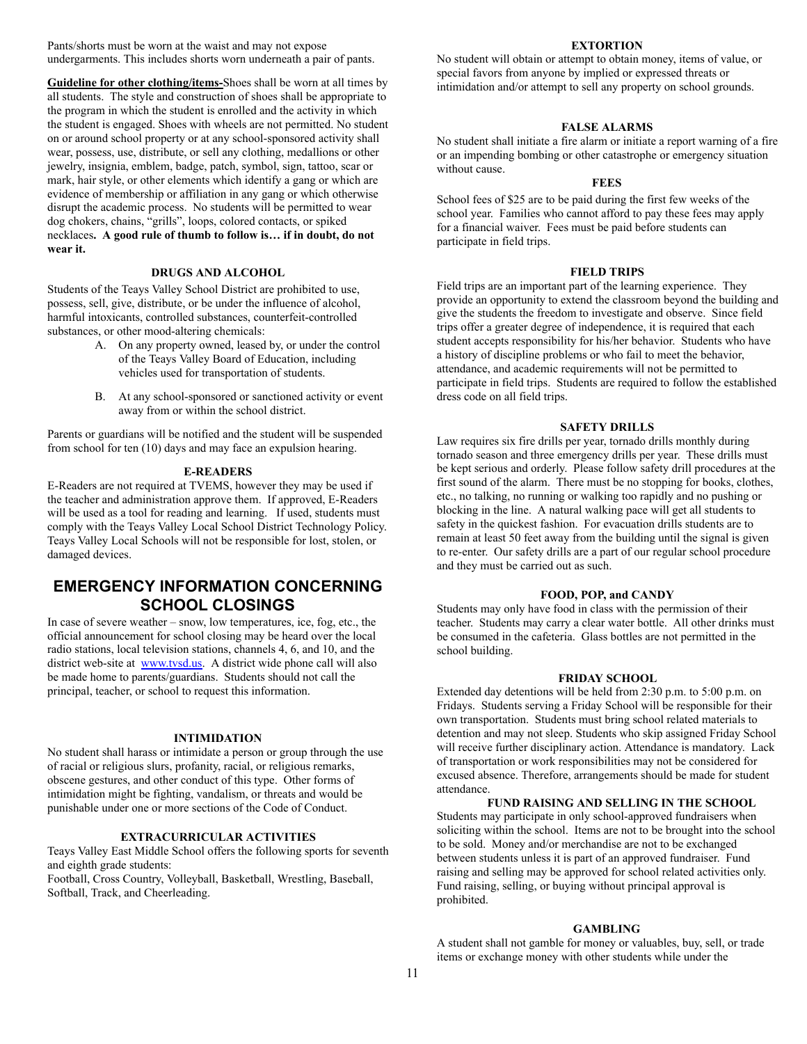Pants/shorts must be worn at the waist and may not expose undergarments. This includes shorts worn underneath a pair of pants.

**Guideline for other clothing/items-**Shoes shall be worn at all times by all students. The style and construction of shoes shall be appropriate to the program in which the student is enrolled and the activity in which the student is engaged. Shoes with wheels are not permitted. No student on or around school property or at any school-sponsored activity shall wear, possess, use, distribute, or sell any clothing, medallions or other jewelry, insignia, emblem, badge, patch, symbol, sign, tattoo, scar or mark, hair style, or other elements which identify a gang or which are evidence of membership or affiliation in any gang or which otherwise disrupt the academic process. No students will be permitted to wear dog chokers, chains, "grills", loops, colored contacts, or spiked necklaces**. A good rule of thumb to follow is… if in doubt, do not wear it.**

### DRUGS AND ALCOHOL

Students of the Teays Valley School District are prohibited to use, possess, sell, give, distribute, or be under the influence of alcohol, harmful intoxicants, controlled substances, counterfeit-controlled substances, or other mood-altering chemicals:

A. On any property owned, leased by, or under the control of the Teays Valley Board of Education, including vehicles used for transportation of students.

B. At any school-sponsored or sanctioned activity or event away from or within the school district.

Parents or guardians will be notified and the student will be suspended from school for ten (10) days and may face an expulsion hearing.

### E-READERS

E-Readers are not required at TVEMS, however they may be used if the teacher and administration approve them. If approved, E-Readers will be used as a tool for reading and learning. If used, students must comply with the Teays Valley Local School District Technology Policy. Teays Valley Local Schools will not be responsible for lost, stolen, or damaged devices.

## EMERGENCY INFORMATION CONCERNING SCHOOL CLOSINGS

In case of severe weather – snow, low temperatures, ice, fog, etc., the official announcement for school closing may be heard over the local radio stations, local television stations, channels 4, 6, and 10, and the district web-site at www.tvsd.us. A district wide phone call will also be made home to parents/guardians. Students should not call the principal, teacher, or school to request this information.

### INTIMIDATION

No student shall harass or intimidate a person or group through the use of racial or religious slurs, profanity, racial, or religious remarks, obscene gestures, and other conduct of this type. Other forms of intimidation might be fighting, vandalism, or threats and would be punishable under one or more sections of the Code of Conduct.

### EXTRACURRICULAR ACTIVITIES

Teays Valley East Middle School offers the following sports for seventh and eighth grade students:
Football, Cross Country, Volleyball, Basketball, Wrestling, Baseball, Softball, Track, and Cheerleading.

### EXTORTION

No student will obtain or attempt to obtain money, items of value, or special favors from anyone by implied or expressed threats or intimidation and/or attempt to sell any property on school grounds.

### FALSE ALARMS

No student shall initiate a fire alarm or initiate a report warning of a fire or an impending bombing or other catastrophe or emergency situation without cause.

### FEES

School fees of $25 are to be paid during the first few weeks of the school year. Families who cannot afford to pay these fees may apply for a financial waiver. Fees must be paid before students can participate in field trips.

### FIELD TRIPS

Field trips are an important part of the learning experience. They provide an opportunity to extend the classroom beyond the building and give the students the freedom to investigate and observe. Since field trips offer a greater degree of independence, it is required that each student accepts responsibility for his/her behavior. Students who have a history of discipline problems or who fail to meet the behavior, attendance, and academic requirements will not be permitted to participate in field trips. Students are required to follow the established dress code on all field trips.

### SAFETY DRILLS

Law requires six fire drills per year, tornado drills monthly during tornado season and three emergency drills per year. These drills must be kept serious and orderly. Please follow safety drill procedures at the first sound of the alarm. There must be no stopping for books, clothes, etc., no talking, no running or walking too rapidly and no pushing or blocking in the line. A natural walking pace will get all students to safety in the quickest fashion. For evacuation drills students are to remain at least 50 feet away from the building until the signal is given to re-enter. Our safety drills are a part of our regular school procedure and they must be carried out as such.

### FOOD, POP, and CANDY

Students may only have food in class with the permission of their teacher. Students may carry a clear water bottle. All other drinks must be consumed in the cafeteria. Glass bottles are not permitted in the school building.

### FRIDAY SCHOOL

Extended day detentions will be held from 2:30 p.m. to 5:00 p.m. on Fridays. Students serving a Friday School will be responsible for their own transportation. Students must bring school related materials to detention and may not sleep. Students who skip assigned Friday School will receive further disciplinary action. Attendance is mandatory. Lack of transportation or work responsibilities may not be considered for excused absence. Therefore, arrangements should be made for student attendance.

### FUND RAISING AND SELLING IN THE SCHOOL

Students may participate in only school-approved fundraisers when soliciting within the school. Items are not to be brought into the school to be sold. Money and/or merchandise are not to be exchanged between students unless it is part of an approved fundraiser. Fund raising and selling may be approved for school related activities only. Fund raising, selling, or buying without principal approval is prohibited.

### GAMBLING

A student shall not gamble for money or valuables, buy, sell, or trade items or exchange money with other students while under the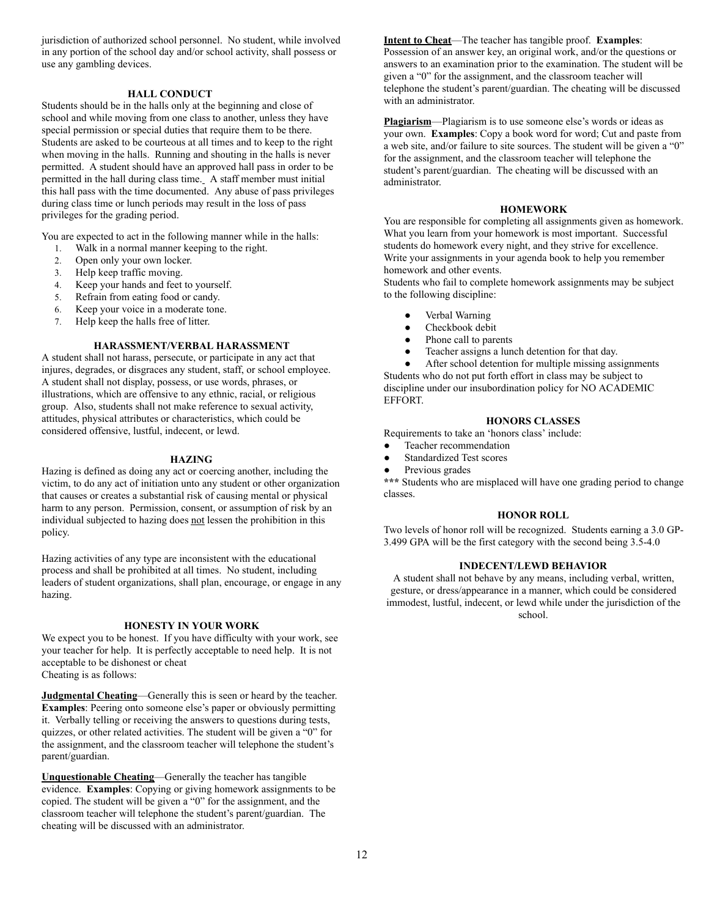jurisdiction of authorized school personnel. No student, while involved in any portion of the school day and/or school activity, shall possess or use any gambling devices.

### HALL CONDUCT

Students should be in the halls only at the beginning and close of school and while moving from one class to another, unless they have special permission or special duties that require them to be there. Students are asked to be courteous at all times and to keep to the right when moving in the halls. Running and shouting in the halls is never permitted. A student should have an approved hall pass in order to be permitted in the hall during class time. A staff member must initial this hall pass with the time documented. Any abuse of pass privileges during class time or lunch periods may result in the loss of pass privileges for the grading period.

You are expected to act in the following manner while in the halls:

1. Walk in a normal manner keeping to the right.
2. Open only your own locker.
3. Help keep traffic moving.
4. Keep your hands and feet to yourself.
5. Refrain from eating food or candy.
6. Keep your voice in a moderate tone.
7. Help keep the halls free of litter.

### HARASSMENT/VERBAL HARASSMENT

A student shall not harass, persecute, or participate in any act that injures, degrades, or disgraces any student, staff, or school employee. A student shall not display, possess, or use words, phrases, or illustrations, which are offensive to any ethnic, racial, or religious group. Also, students shall not make reference to sexual activity, attitudes, physical attributes or characteristics, which could be considered offensive, lustful, indecent, or lewd.

### HAZING

Hazing is defined as doing any act or coercing another, including the victim, to do any act of initiation unto any student or other organization that causes or creates a substantial risk of causing mental or physical harm to any person. Permission, consent, or assumption of risk by an individual subjected to hazing does <u>not</u> lessen the prohibition in this policy.

Hazing activities of any type are inconsistent with the educational process and shall be prohibited at all times. No student, including leaders of student organizations, shall plan, encourage, or engage in any hazing.

### HONESTY IN YOUR WORK

We expect you to be honest. If you have difficulty with your work, see your teacher for help. It is perfectly acceptable to need help. It is not acceptable to be dishonest or cheat
Cheating is as follows:

**<u>Judgmental Cheating</u>**—Generally this is seen or heard by the teacher. **Examples**: Peering onto someone else's paper or obviously permitting it. Verbally telling or receiving the answers to questions during tests, quizzes, or other related activities. The student will be given a "0" for the assignment, and the classroom teacher will telephone the student's parent/guardian.

**<u>Unquestionable Cheating</u>**—Generally the teacher has tangible evidence. **Examples**: Copying or giving homework assignments to be copied. The student will be given a "0" for the assignment, and the classroom teacher will telephone the student's parent/guardian. The cheating will be discussed with an administrator.

**<u>Intent to Cheat</u>**—The teacher has tangible proof. **Examples**: Possession of an answer key, an original work, and/or the questions or answers to an examination prior to the examination. The student will be given a "0" for the assignment, and the classroom teacher will telephone the student's parent/guardian. The cheating will be discussed with an administrator.

**<u>Plagiarism</u>**—Plagiarism is to use someone else's words or ideas as your own. **Examples**: Copy a book word for word; Cut and paste from a web site, and/or failure to site sources. The student will be given a "0" for the assignment, and the classroom teacher will telephone the student's parent/guardian. The cheating will be discussed with an administrator.

### HOMEWORK

You are responsible for completing all assignments given as homework. What you learn from your homework is most important. Successful students do homework every night, and they strive for excellence. Write your assignments in your agenda book to help you remember homework and other events.
Students who fail to complete homework assignments may be subject to the following discipline:

- Verbal Warning
- Checkbook debit
- Phone call to parents
- Teacher assigns a lunch detention for that day.
- After school detention for multiple missing assignments

Students who do not put forth effort in class may be subject to discipline under our insubordination policy for NO ACADEMIC EFFORT.

### HONORS CLASSES

Requirements to take an 'honors class' include:

- Teacher recommendation
- Standardized Test scores
- Previous grades

**\*\*\*** Students who are misplaced will have one grading period to change classes.

### HONOR ROLL

Two levels of honor roll will be recognized. Students earning a 3.0 GP-3.499 GPA will be the first category with the second being 3.5-4.0

### INDECENT/LEWD BEHAVIOR

A student shall not behave by any means, including verbal, written, gesture, or dress/appearance in a manner, which could be considered immodest, lustful, indecent, or lewd while under the jurisdiction of the school.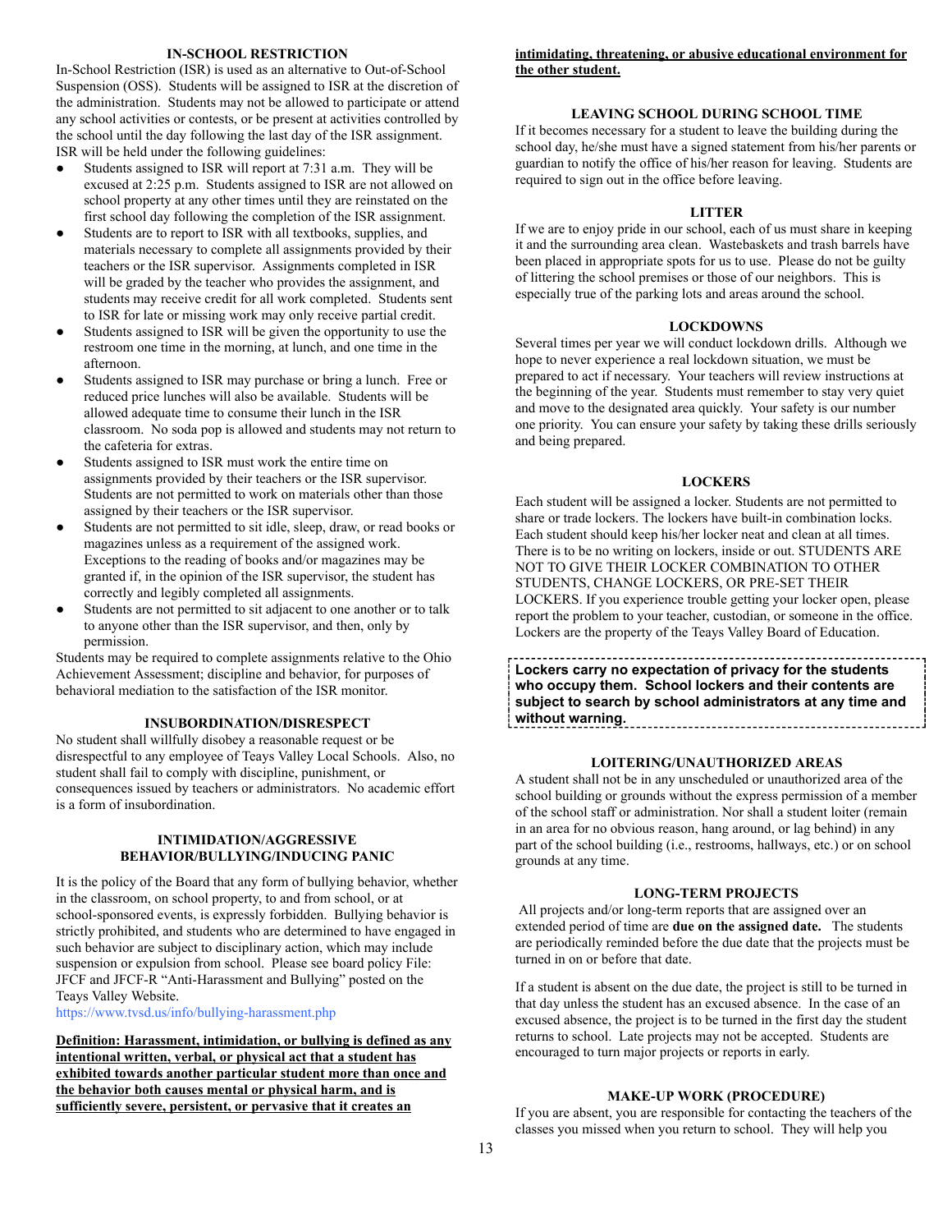### IN-SCHOOL RESTRICTION

In-School Restriction (ISR) is used as an alternative to Out-of-School Suspension (OSS). Students will be assigned to ISR at the discretion of the administration. Students may not be allowed to participate or attend any school activities or contests, or be present at activities controlled by the school until the day following the last day of the ISR assignment. ISR will be held under the following guidelines:

- Students assigned to ISR will report at 7:31 a.m. They will be excused at 2:25 p.m. Students assigned to ISR are not allowed on school property at any other times until they are reinstated on the first school day following the completion of the ISR assignment.
- Students are to report to ISR with all textbooks, supplies, and materials necessary to complete all assignments provided by their teachers or the ISR supervisor. Assignments completed in ISR will be graded by the teacher who provides the assignment, and students may receive credit for all work completed. Students sent to ISR for late or missing work may only receive partial credit.
- Students assigned to ISR will be given the opportunity to use the restroom one time in the morning, at lunch, and one time in the afternoon.
- Students assigned to ISR may purchase or bring a lunch. Free or reduced price lunches will also be available. Students will be allowed adequate time to consume their lunch in the ISR classroom. No soda pop is allowed and students may not return to the cafeteria for extras.
- Students assigned to ISR must work the entire time on assignments provided by their teachers or the ISR supervisor. Students are not permitted to work on materials other than those assigned by their teachers or the ISR supervisor.
- Students are not permitted to sit idle, sleep, draw, or read books or magazines unless as a requirement of the assigned work. Exceptions to the reading of books and/or magazines may be granted if, in the opinion of the ISR supervisor, the student has correctly and legibly completed all assignments.
- Students are not permitted to sit adjacent to one another or to talk to anyone other than the ISR supervisor, and then, only by permission.

Students may be required to complete assignments relative to the Ohio Achievement Assessment; discipline and behavior, for purposes of behavioral mediation to the satisfaction of the ISR monitor.

### INSUBORDINATION/DISRESPECT

No student shall willfully disobey a reasonable request or be disrespectful to any employee of Teays Valley Local Schools. Also, no student shall fail to comply with discipline, punishment, or consequences issued by teachers or administrators. No academic effort is a form of insubordination.

### INTIMIDATION/AGGRESSIVE BEHAVIOR/BULLYING/INDUCING PANIC

It is the policy of the Board that any form of bullying behavior, whether in the classroom, on school property, to and from school, or at school-sponsored events, is expressly forbidden. Bullying behavior is strictly prohibited, and students who are determined to have engaged in such behavior are subject to disciplinary action, which may include suspension or expulsion from school. Please see board policy File: JFCF and JFCF-R "Anti-Harassment and Bullying" posted on the Teays Valley Website.
https://www.tvsd.us/info/bullying-harassment.php

**Definition: Harassment, intimidation, or bullying is defined as any intentional written, verbal, or physical act that a student has exhibited towards another particular student more than once and the behavior both causes mental or physical harm, and is sufficiently severe, persistent, or pervasive that it creates an intimidating, threatening, or abusive educational environment for the other student.**

### LEAVING SCHOOL DURING SCHOOL TIME

If it becomes necessary for a student to leave the building during the school day, he/she must have a signed statement from his/her parents or guardian to notify the office of his/her reason for leaving. Students are required to sign out in the office before leaving.

### LITTER

If we are to enjoy pride in our school, each of us must share in keeping it and the surrounding area clean. Wastebaskets and trash barrels have been placed in appropriate spots for us to use. Please do not be guilty of littering the school premises or those of our neighbors. This is especially true of the parking lots and areas around the school.

### LOCKDOWNS

Several times per year we will conduct lockdown drills. Although we hope to never experience a real lockdown situation, we must be prepared to act if necessary. Your teachers will review instructions at the beginning of the year. Students must remember to stay very quiet and move to the designated area quickly. Your safety is our number one priority. You can ensure your safety by taking these drills seriously and being prepared.

### LOCKERS

Each student will be assigned a locker. Students are not permitted to share or trade lockers. The lockers have built-in combination locks. Each student should keep his/her locker neat and clean at all times. There is to be no writing on lockers, inside or out. STUDENTS ARE NOT TO GIVE THEIR LOCKER COMBINATION TO OTHER STUDENTS, CHANGE LOCKERS, OR PRE-SET THEIR LOCKERS. If you experience trouble getting your locker open, please report the problem to your teacher, custodian, or someone in the office. Lockers are the property of the Teays Valley Board of Education.

**Lockers carry no expectation of privacy for the students who occupy them. School lockers and their contents are subject to search by school administrators at any time and without warning.**

### LOITERING/UNAUTHORIZED AREAS

A student shall not be in any unscheduled or unauthorized area of the school building or grounds without the express permission of a member of the school staff or administration. Nor shall a student loiter (remain in an area for no obvious reason, hang around, or lag behind) in any part of the school building (i.e., restrooms, hallways, etc.) or on school grounds at any time.

### LONG-TERM PROJECTS

All projects and/or long-term reports that are assigned over an extended period of time are **due on the assigned date.** The students are periodically reminded before the due date that the projects must be turned in on or before that date.

If a student is absent on the due date, the project is still to be turned in that day unless the student has an excused absence. In the case of an excused absence, the project is to be turned in the first day the student returns to school. Late projects may not be accepted. Students are encouraged to turn major projects or reports in early.

### MAKE-UP WORK (PROCEDURE)

If you are absent, you are responsible for contacting the teachers of the classes you missed when you return to school. They will help you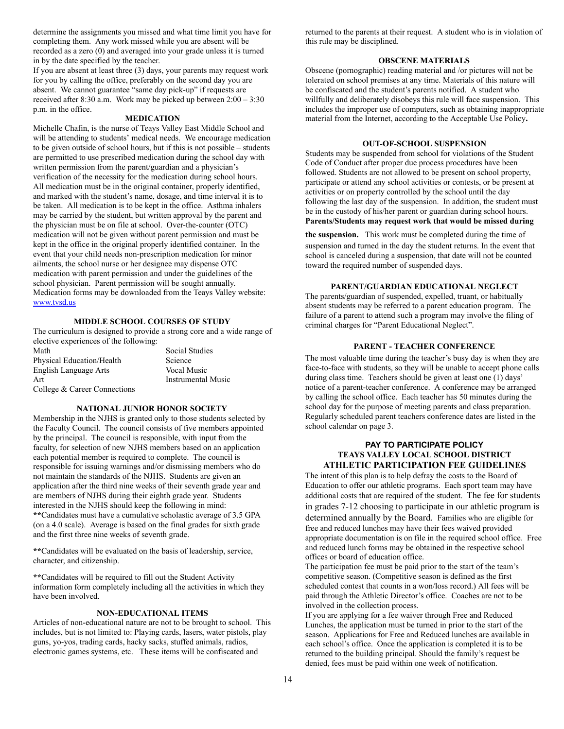determine the assignments you missed and what time limit you have for completing them. Any work missed while you are absent will be recorded as a zero (0) and averaged into your grade unless it is turned in by the date specified by the teacher.

If you are absent at least three (3) days, your parents may request work for you by calling the office, preferably on the second day you are absent. We cannot guarantee "same day pick-up" if requests are received after 8:30 a.m. Work may be picked up between 2:00 – 3:30 p.m. in the office.

## MEDICATION

Michelle Chafin, is the nurse of Teays Valley East Middle School and will be attending to students' medical needs. We encourage medication to be given outside of school hours, but if this is not possible – students are permitted to use prescribed medication during the school day with written permission from the parent/guardian and a physician's verification of the necessity for the medication during school hours. All medication must be in the original container, properly identified, and marked with the student's name, dosage, and time interval it is to be taken. All medication is to be kept in the office. Asthma inhalers may be carried by the student, but written approval by the parent and the physician must be on file at school. Over-the-counter (OTC) medication will not be given without parent permission and must be kept in the office in the original properly identified container. In the event that your child needs non-prescription medication for minor ailments, the school nurse or her designee may dispense OTC medication with parent permission and under the guidelines of the school physician. Parent permission will be sought annually. Medication forms may be downloaded from the Teays Valley website: www.tvsd.us

## MIDDLE SCHOOL COURSES OF STUDY

The curriculum is designed to provide a strong core and a wide range of elective experiences of the following:

| | |
|---|---|
| Math | Social Studies |
| Physical Education/Health | Science |
| English Language Arts | Vocal Music |
| Art | Instrumental Music |
| College & Career Connections | |

## NATIONAL JUNIOR HONOR SOCIETY

Membership in the NJHS is granted only to those students selected by the Faculty Council. The council consists of five members appointed by the principal. The council is responsible, with input from the faculty, for selection of new NJHS members based on an application each potential member is required to complete. The council is responsible for issuing warnings and/or dismissing members who do not maintain the standards of the NJHS. Students are given an application after the third nine weeks of their seventh grade year and are members of NJHS during their eighth grade year. Students interested in the NJHS should keep the following in mind:

**Candidates must have a cumulative scholastic average of 3.5 GPA (on a 4.0 scale). Average is based on the final grades for sixth grade and the first three nine weeks of seventh grade.

**Candidates will be evaluated on the basis of leadership, service, character, and citizenship.

**Candidates will be required to fill out the Student Activity information form completely including all the activities in which they have been involved.

## NON-EDUCATIONAL ITEMS

Articles of non-educational nature are not to be brought to school. This includes, but is not limited to: Playing cards, lasers, water pistols, play guns, yo-yos, trading cards, hacky sacks, stuffed animals, radios, electronic games systems, etc. These items will be confiscated and returned to the parents at their request. A student who is in violation of this rule may be disciplined.

## OBSCENE MATERIALS

Obscene (pornographic) reading material and /or pictures will not be tolerated on school premises at any time. Materials of this nature will be confiscated and the student's parents notified. A student who willfully and deliberately disobeys this rule will face suspension. This includes the improper use of computers, such as obtaining inappropriate material from the Internet, according to the Acceptable Use Policy**.**

## OUT-OF-SCHOOL SUSPENSION

Students may be suspended from school for violations of the Student Code of Conduct after proper due process procedures have been followed. Students are not allowed to be present on school property, participate or attend any school activities or contests, or be present at activities or on property controlled by the school until the day following the last day of the suspension. In addition, the student must be in the custody of his/her parent or guardian during school hours. **Parents/Students may request work that would be missed during the suspension.** This work must be completed during the time of suspension and turned in the day the student returns. In the event that school is canceled during a suspension, that date will not be counted toward the required number of suspended days.

## PARENT/GUARDIAN EDUCATIONAL NEGLECT

The parents/guardian of suspended, expelled, truant, or habitually absent students may be referred to a parent education program. The failure of a parent to attend such a program may involve the filing of criminal charges for "Parent Educational Neglect".

## PARENT - TEACHER CONFERENCE

The most valuable time during the teacher's busy day is when they are face-to-face with students, so they will be unable to accept phone calls during class time. Teachers should be given at least one (1) days' notice of a parent-teacher conference. A conference may be arranged by calling the school office. Each teacher has 50 minutes during the school day for the purpose of meeting parents and class preparation. Regularly scheduled parent teachers conference dates are listed in the school calendar on page 3.

## PAY TO PARTICIPATE POLICY
## TEAYS VALLEY LOCAL SCHOOL DISTRICT
## ATHLETIC PARTICIPATION FEE GUIDELINES

The intent of this plan is to help defray the costs to the Board of Education to offer our athletic programs. Each sport team may have additional costs that are required of the student. The fee for students in grades 7-12 choosing to participate in our athletic program is determined annually by the Board. Families who are eligible for free and reduced lunches may have their fees waived provided appropriate documentation is on file in the required school office. Free and reduced lunch forms may be obtained in the respective school offices or board of education office.

The participation fee must be paid prior to the start of the team's competitive season. (Competitive season is defined as the first scheduled contest that counts in a won/loss record.) All fees will be paid through the Athletic Director's office. Coaches are not to be involved in the collection process.

If you are applying for a fee waiver through Free and Reduced Lunches, the application must be turned in prior to the start of the season. Applications for Free and Reduced lunches are available in each school's office. Once the application is completed it is to be returned to the building principal. Should the family's request be denied, fees must be paid within one week of notification.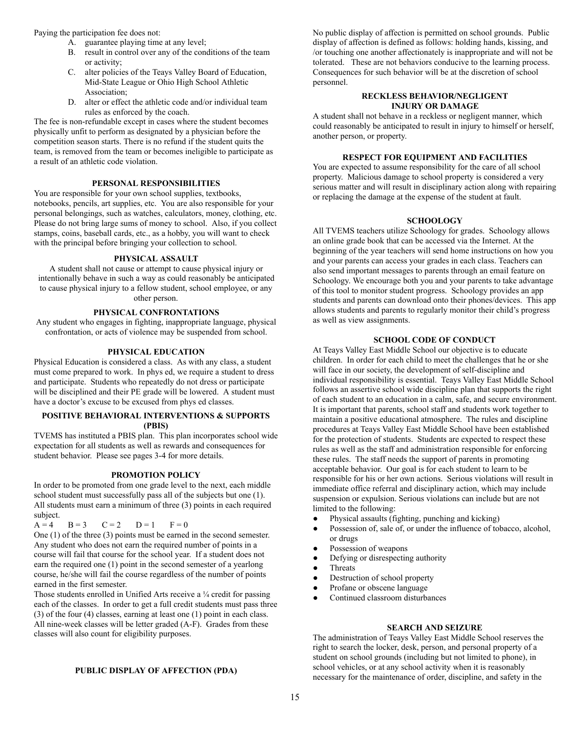Paying the participation fee does not:

A. guarantee playing time at any level;
B. result in control over any of the conditions of the team or activity;
C. alter policies of the Teays Valley Board of Education, Mid-State League or Ohio High School Athletic Association;
D. alter or effect the athletic code and/or individual team rules as enforced by the coach.

The fee is non-refundable except in cases where the student becomes physically unfit to perform as designated by a physician before the competition season starts. There is no refund if the student quits the team, is removed from the team or becomes ineligible to participate as a result of an athletic code violation.

### PERSONAL RESPONSIBILITIES

You are responsible for your own school supplies, textbooks, notebooks, pencils, art supplies, etc. You are also responsible for your personal belongings, such as watches, calculators, money, clothing, etc. Please do not bring large sums of money to school. Also, if you collect stamps, coins, baseball cards, etc., as a hobby, you will want to check with the principal before bringing your collection to school.

### PHYSICAL ASSAULT

A student shall not cause or attempt to cause physical injury or intentionally behave in such a way as could reasonably be anticipated to cause physical injury to a fellow student, school employee, or any other person.

### PHYSICAL CONFRONTATIONS

Any student who engages in fighting, inappropriate language, physical confrontation, or acts of violence may be suspended from school.

### PHYSICAL EDUCATION

Physical Education is considered a class. As with any class, a student must come prepared to work. In phys ed, we require a student to dress and participate. Students who repeatedly do not dress or participate will be disciplined and their PE grade will be lowered. A student must have a doctor's excuse to be excused from phys ed classes.

### POSITIVE BEHAVIORAL INTERVENTIONS & SUPPORTS (PBIS)

TVEMS has instituted a PBIS plan. This plan incorporates school wide expectation for all students as well as rewards and consequences for student behavior. Please see pages 3-4 for more details.

### PROMOTION POLICY

In order to be promoted from one grade level to the next, each middle school student must successfully pass all of the subjects but one (1). All students must earn a minimum of three (3) points in each required subject.

A = 4  B = 3  C = 2  D = 1  F = 0

One (1) of the three (3) points must be earned in the second semester. Any student who does not earn the required number of points in a course will fail that course for the school year. If a student does not earn the required one (1) point in the second semester of a yearlong course, he/she will fail the course regardless of the number of points earned in the first semester.

Those students enrolled in Unified Arts receive a ¼ credit for passing each of the classes. In order to get a full credit students must pass three (3) of the four (4) classes, earning at least one (1) point in each class. All nine-week classes will be letter graded (A-F). Grades from these classes will also count for eligibility purposes.

### PUBLIC DISPLAY OF AFFECTION (PDA)

No public display of affection is permitted on school grounds. Public display of affection is defined as follows: holding hands, kissing, and /or touching one another affectionately is inappropriate and will not be tolerated. These are not behaviors conducive to the learning process. Consequences for such behavior will be at the discretion of school personnel.

### RECKLESS BEHAVIOR/NEGLIGENT INJURY OR DAMAGE

A student shall not behave in a reckless or negligent manner, which could reasonably be anticipated to result in injury to himself or herself, another person, or property.

### RESPECT FOR EQUIPMENT AND FACILITIES

You are expected to assume responsibility for the care of all school property. Malicious damage to school property is considered a very serious matter and will result in disciplinary action along with repairing or replacing the damage at the expense of the student at fault.

### SCHOOLOGY

All TVEMS teachers utilize Schoology for grades. Schoology allows an online grade book that can be accessed via the Internet. At the beginning of the year teachers will send home instructions on how you and your parents can access your grades in each class. Teachers can also send important messages to parents through an email feature on Schoology. We encourage both you and your parents to take advantage of this tool to monitor student progress. Schoology provides an app students and parents can download onto their phones/devices. This app allows students and parents to regularly monitor their child's progress as well as view assignments.

### SCHOOL CODE OF CONDUCT

At Teays Valley East Middle School our objective is to educate children. In order for each child to meet the challenges that he or she will face in our society, the development of self-discipline and individual responsibility is essential. Teays Valley East Middle School follows an assertive school wide discipline plan that supports the right of each student to an education in a calm, safe, and secure environment. It is important that parents, school staff and students work together to maintain a positive educational atmosphere. The rules and discipline procedures at Teays Valley East Middle School have been established for the protection of students. Students are expected to respect these rules as well as the staff and administration responsible for enforcing these rules. The staff needs the support of parents in promoting acceptable behavior. Our goal is for each student to learn to be responsible for his or her own actions. Serious violations will result in immediate office referral and disciplinary action, which may include suspension or expulsion. Serious violations can include but are not limited to the following:

- Physical assaults (fighting, punching and kicking)
- Possession of, sale of, or under the influence of tobacco, alcohol, or drugs
- Possession of weapons
- Defying or disrespecting authority
- Threats
- Destruction of school property
- Profane or obscene language
- Continued classroom disturbances

### SEARCH AND SEIZURE

The administration of Teays Valley East Middle School reserves the right to search the locker, desk, person, and personal property of a student on school grounds (including but not limited to phone), in school vehicles, or at any school activity when it is reasonably necessary for the maintenance of order, discipline, and safety in the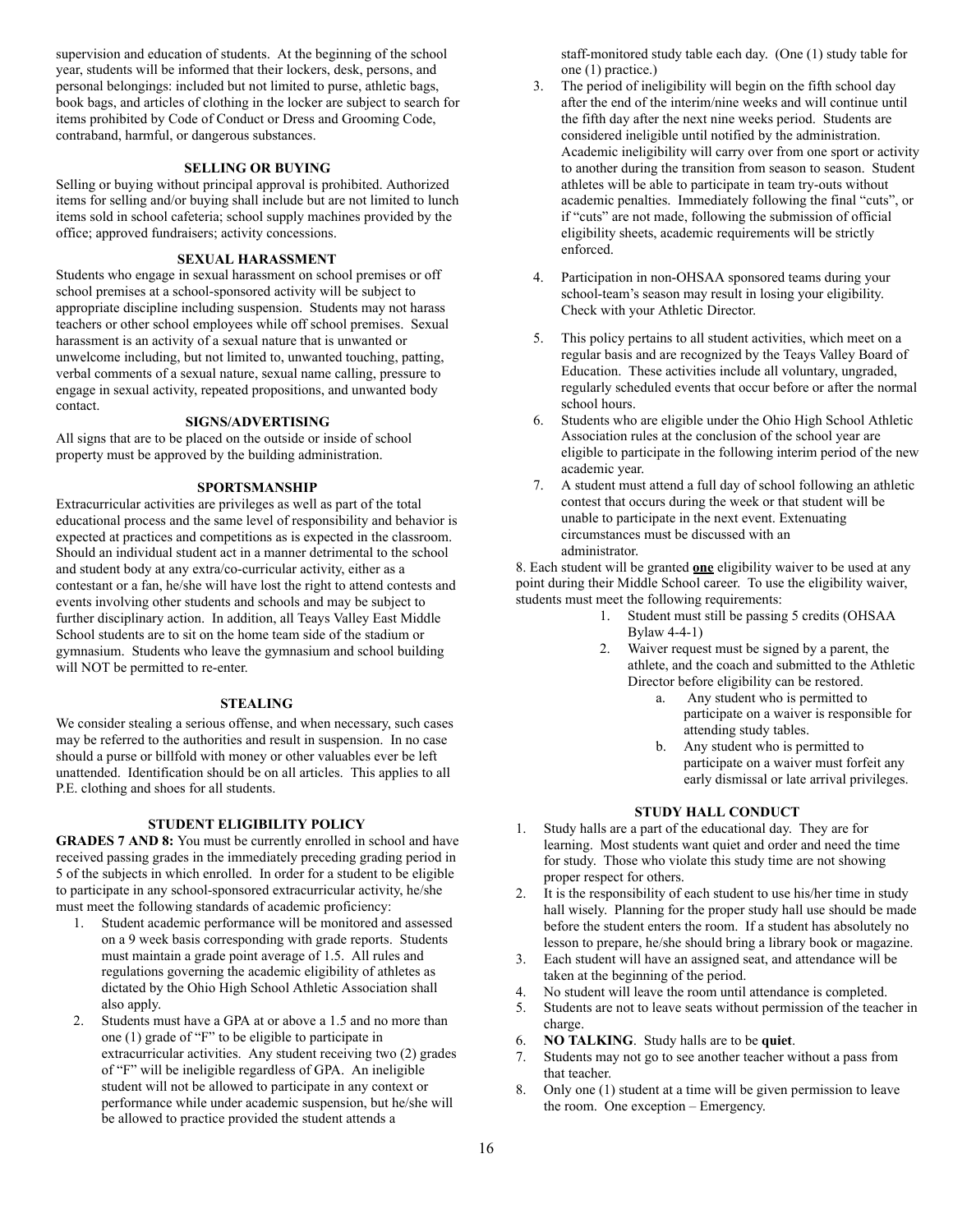supervision and education of students. At the beginning of the school year, students will be informed that their lockers, desk, persons, and personal belongings: included but not limited to purse, athletic bags, book bags, and articles of clothing in the locker are subject to search for items prohibited by Code of Conduct or Dress and Grooming Code, contraband, harmful, or dangerous substances.

### SELLING OR BUYING

Selling or buying without principal approval is prohibited. Authorized items for selling and/or buying shall include but are not limited to lunch items sold in school cafeteria; school supply machines provided by the office; approved fundraisers; activity concessions.

### SEXUAL HARASSMENT

Students who engage in sexual harassment on school premises or off school premises at a school-sponsored activity will be subject to appropriate discipline including suspension. Students may not harass teachers or other school employees while off school premises. Sexual harassment is an activity of a sexual nature that is unwanted or unwelcome including, but not limited to, unwanted touching, patting, verbal comments of a sexual nature, sexual name calling, pressure to engage in sexual activity, repeated propositions, and unwanted body contact.

### SIGNS/ADVERTISING

All signs that are to be placed on the outside or inside of school property must be approved by the building administration.

### SPORTSMANSHIP

Extracurricular activities are privileges as well as part of the total educational process and the same level of responsibility and behavior is expected at practices and competitions as is expected in the classroom. Should an individual student act in a manner detrimental to the school and student body at any extra/co-curricular activity, either as a contestant or a fan, he/she will have lost the right to attend contests and events involving other students and schools and may be subject to further disciplinary action. In addition, all Teays Valley East Middle School students are to sit on the home team side of the stadium or gymnasium. Students who leave the gymnasium and school building will NOT be permitted to re-enter.

### STEALING

We consider stealing a serious offense, and when necessary, such cases may be referred to the authorities and result in suspension. In no case should a purse or billfold with money or other valuables ever be left unattended. Identification should be on all articles. This applies to all P.E. clothing and shoes for all students.

### STUDENT ELIGIBILITY POLICY

**GRADES 7 AND 8:** You must be currently enrolled in school and have received passing grades in the immediately preceding grading period in 5 of the subjects in which enrolled. In order for a student to be eligible to participate in any school-sponsored extracurricular activity, he/she must meet the following standards of academic proficiency:

1. Student academic performance will be monitored and assessed on a 9 week basis corresponding with grade reports. Students must maintain a grade point average of 1.5. All rules and regulations governing the academic eligibility of athletes as dictated by the Ohio High School Athletic Association shall also apply.
2. Students must have a GPA at or above a 1.5 and no more than one (1) grade of "F" to be eligible to participate in extracurricular activities. Any student receiving two (2) grades of "F" will be ineligible regardless of GPA. An ineligible student will not be allowed to participate in any context or performance while under academic suspension, but he/she will be allowed to practice provided the student attends a staff-monitored study table each day. (One (1) study table for one (1) practice.)
3. The period of ineligibility will begin on the fifth school day after the end of the interim/nine weeks and will continue until the fifth day after the next nine weeks period. Students are considered ineligible until notified by the administration. Academic ineligibility will carry over from one sport or activity to another during the transition from season to season. Student athletes will be able to participate in team try-outs without academic penalties. Immediately following the final "cuts", or if "cuts" are not made, following the submission of official eligibility sheets, academic requirements will be strictly enforced.
4. Participation in non-OHSAA sponsored teams during your school-team's season may result in losing your eligibility. Check with your Athletic Director.
5. This policy pertains to all student activities, which meet on a regular basis and are recognized by the Teays Valley Board of Education. These activities include all voluntary, ungraded, regularly scheduled events that occur before or after the normal school hours.
6. Students who are eligible under the Ohio High School Athletic Association rules at the conclusion of the school year are eligible to participate in the following interim period of the new academic year.
7. A student must attend a full day of school following an athletic contest that occurs during the week or that student will be unable to participate in the next event. Extenuating circumstances must be discussed with an administrator.

8. Each student will be granted **one** eligibility waiver to be used at any point during their Middle School career. To use the eligibility waiver, students must meet the following requirements:

1. Student must still be passing 5 credits (OHSAA Bylaw 4-4-1)
2. Waiver request must be signed by a parent, the athlete, and the coach and submitted to the Athletic Director before eligibility can be restored.
   a. Any student who is permitted to participate on a waiver is responsible for attending study tables.
   b. Any student who is permitted to participate on a waiver must forfeit any early dismissal or late arrival privileges.

### STUDY HALL CONDUCT

1. Study halls are a part of the educational day. They are for learning. Most students want quiet and order and need the time for study. Those who violate this study time are not showing proper respect for others.
2. It is the responsibility of each student to use his/her time in study hall wisely. Planning for the proper study hall use should be made before the student enters the room. If a student has absolutely no lesson to prepare, he/she should bring a library book or magazine.
3. Each student will have an assigned seat, and attendance will be taken at the beginning of the period.
4. No student will leave the room until attendance is completed.
5. Students are not to leave seats without permission of the teacher in charge.
6. **NO TALKING**. Study halls are to be **quiet**.
7. Students may not go to see another teacher without a pass from that teacher.
8. Only one (1) student at a time will be given permission to leave the room. One exception – Emergency.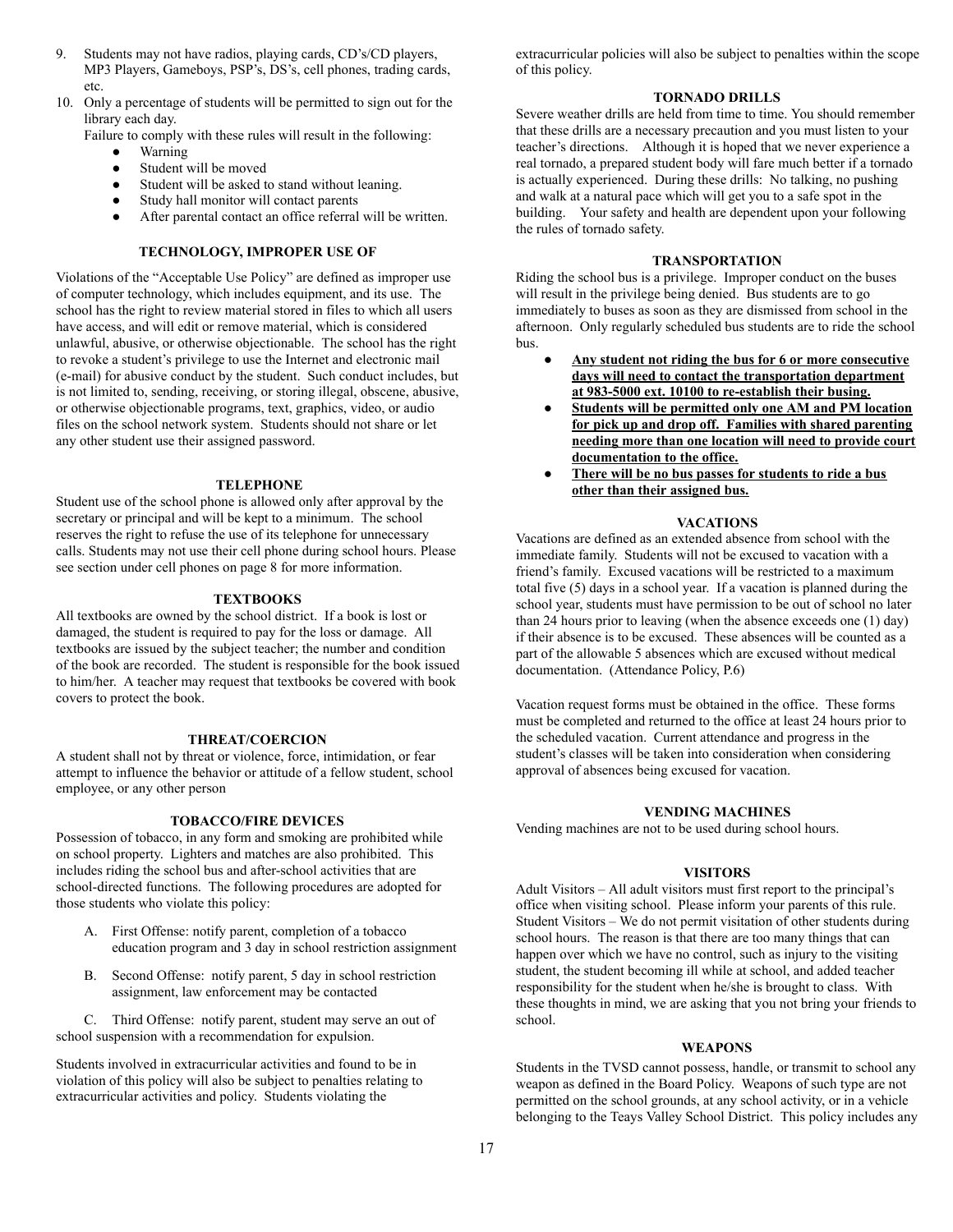9. Students may not have radios, playing cards, CD's/CD players, MP3 Players, Gameboys, PSP's, DS's, cell phones, trading cards, etc.
10. Only a percentage of students will be permitted to sign out for the library each day.

Failure to comply with these rules will result in the following:

- Warning
- Student will be moved
- Student will be asked to stand without leaning.
- Study hall monitor will contact parents
- After parental contact an office referral will be written.

### TECHNOLOGY, IMPROPER USE OF

Violations of the "Acceptable Use Policy" are defined as improper use of computer technology, which includes equipment, and its use. The school has the right to review material stored in files to which all users have access, and will edit or remove material, which is considered unlawful, abusive, or otherwise objectionable. The school has the right to revoke a student's privilege to use the Internet and electronic mail (e-mail) for abusive conduct by the student. Such conduct includes, but is not limited to, sending, receiving, or storing illegal, obscene, abusive, or otherwise objectionable programs, text, graphics, video, or audio files on the school network system. Students should not share or let any other student use their assigned password.

### TELEPHONE

Student use of the school phone is allowed only after approval by the secretary or principal and will be kept to a minimum. The school reserves the right to refuse the use of its telephone for unnecessary calls. Students may not use their cell phone during school hours. Please see section under cell phones on page 8 for more information.

### TEXTBOOKS

All textbooks are owned by the school district. If a book is lost or damaged, the student is required to pay for the loss or damage. All textbooks are issued by the subject teacher; the number and condition of the book are recorded. The student is responsible for the book issued to him/her. A teacher may request that textbooks be covered with book covers to protect the book.

### THREAT/COERCION

A student shall not by threat or violence, force, intimidation, or fear attempt to influence the behavior or attitude of a fellow student, school employee, or any other person

### TOBACCO/FIRE DEVICES

Possession of tobacco, in any form and smoking are prohibited while on school property. Lighters and matches are also prohibited. This includes riding the school bus and after-school activities that are school-directed functions. The following procedures are adopted for those students who violate this policy:

A. First Offense: notify parent, completion of a tobacco education program and 3 day in school restriction assignment

B. Second Offense: notify parent, 5 day in school restriction assignment, law enforcement may be contacted

C. Third Offense: notify parent, student may serve an out of school suspension with a recommendation for expulsion.

Students involved in extracurricular activities and found to be in violation of this policy will also be subject to penalties relating to extracurricular activities and policy. Students violating the extracurricular policies will also be subject to penalties within the scope of this policy.

### TORNADO DRILLS

Severe weather drills are held from time to time. You should remember that these drills are a necessary precaution and you must listen to your teacher's directions. Although it is hoped that we never experience a real tornado, a prepared student body will fare much better if a tornado is actually experienced. During these drills: No talking, no pushing and walk at a natural pace which will get you to a safe spot in the building. Your safety and health are dependent upon your following the rules of tornado safety.

### TRANSPORTATION

Riding the school bus is a privilege. Improper conduct on the buses will result in the privilege being denied. Bus students are to go immediately to buses as soon as they are dismissed from school in the afternoon. Only regularly scheduled bus students are to ride the school bus.

- **Any student not riding the bus for 6 or more consecutive days will need to contact the transportation department at 983-5000 ext. 10100 to re-establish their busing.**
- **Students will be permitted only one AM and PM location for pick up and drop off. Families with shared parenting needing more than one location will need to provide court documentation to the office.**
- **There will be no bus passes for students to ride a bus other than their assigned bus.**

### VACATIONS

Vacations are defined as an extended absence from school with the immediate family. Students will not be excused to vacation with a friend's family. Excused vacations will be restricted to a maximum total five (5) days in a school year. If a vacation is planned during the school year, students must have permission to be out of school no later than 24 hours prior to leaving (when the absence exceeds one (1) day) if their absence is to be excused. These absences will be counted as a part of the allowable 5 absences which are excused without medical documentation. (Attendance Policy, P.6)

Vacation request forms must be obtained in the office. These forms must be completed and returned to the office at least 24 hours prior to the scheduled vacation. Current attendance and progress in the student's classes will be taken into consideration when considering approval of absences being excused for vacation.

### VENDING MACHINES

Vending machines are not to be used during school hours.

### VISITORS

Adult Visitors – All adult visitors must first report to the principal's office when visiting school. Please inform your parents of this rule. Student Visitors – We do not permit visitation of other students during school hours. The reason is that there are too many things that can happen over which we have no control, such as injury to the visiting student, the student becoming ill while at school, and added teacher responsibility for the student when he/she is brought to class. With these thoughts in mind, we are asking that you not bring your friends to school.

### WEAPONS

Students in the TVSD cannot possess, handle, or transmit to school any weapon as defined in the Board Policy. Weapons of such type are not permitted on the school grounds, at any school activity, or in a vehicle belonging to the Teays Valley School District. This policy includes any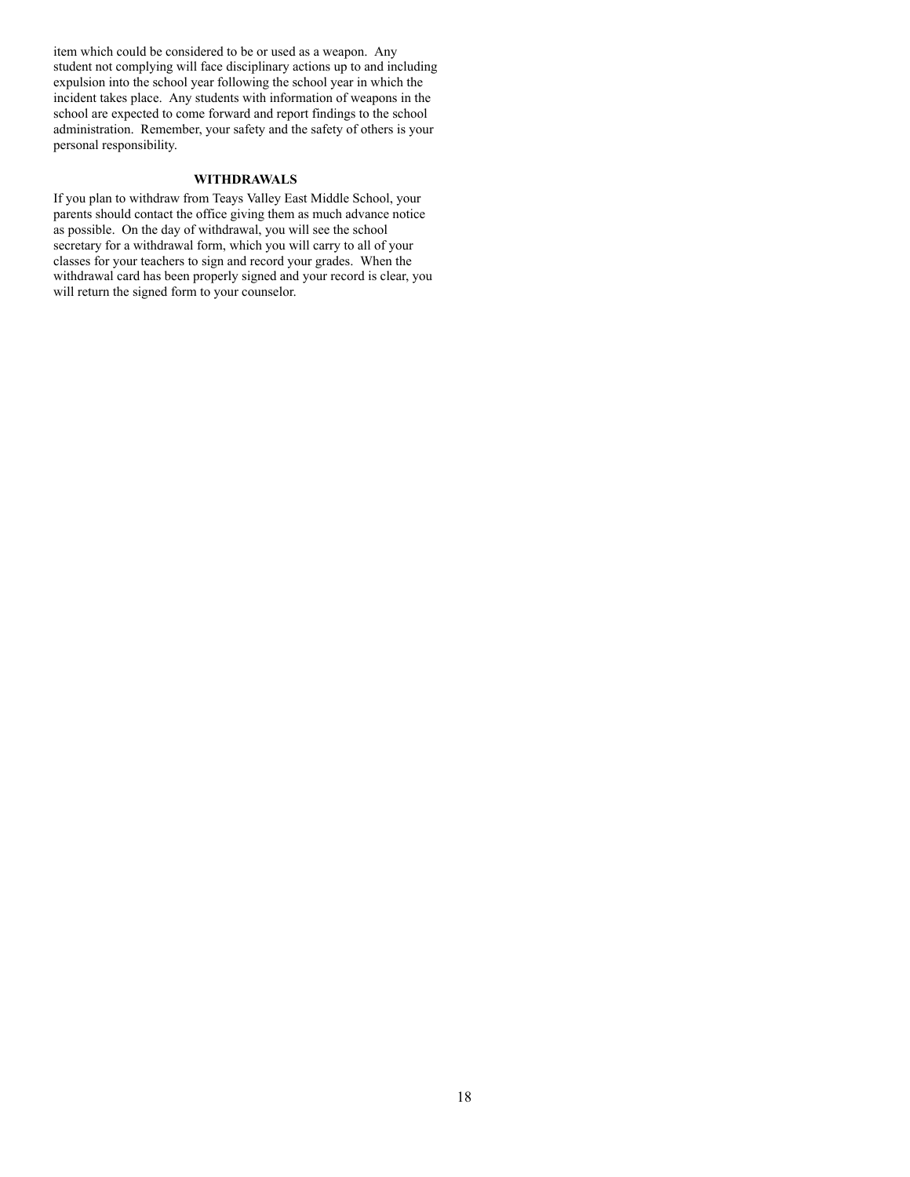item which could be considered to be or used as a weapon. Any student not complying will face disciplinary actions up to and including expulsion into the school year following the school year in which the incident takes place. Any students with information of weapons in the school are expected to come forward and report findings to the school administration. Remember, your safety and the safety of others is your personal responsibility.

**WITHDRAWALS**

If you plan to withdraw from Teays Valley East Middle School, your parents should contact the office giving them as much advance notice as possible. On the day of withdrawal, you will see the school secretary for a withdrawal form, which you will carry to all of your classes for your teachers to sign and record your grades. When the withdrawal card has been properly signed and your record is clear, you will return the signed form to your counselor.